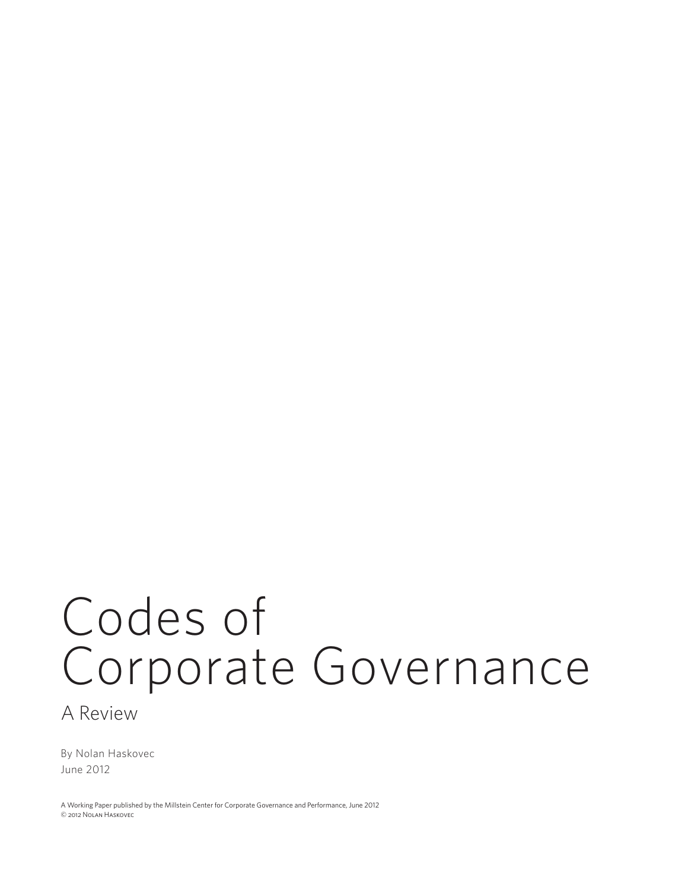# Codes of Corporate Governance

## A Review

By Nolan Haskovec
June 2012

A Working Paper published by the Millstein Center for Corporate Governance and Performance, June 2012
© 2012 Nolan Haskovec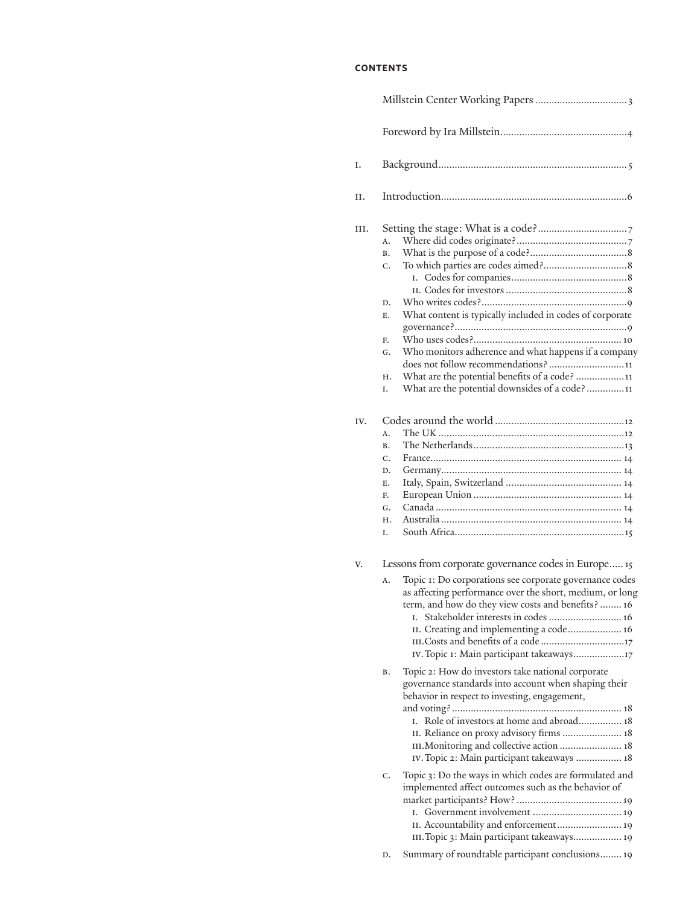## CONTENTS

Millstein Center Working Papers ..... 3

Foreword by Ira Millstein ..... 4

I. Background ..... 5

II. Introduction ..... 6

III. Setting the stage: What is a code? ..... 7
- A. Where did codes originate? ..... 7
- B. What is the purpose of a code? ..... 8
- C. To which parties are codes aimed? ..... 8
  - I. Codes for companies ..... 8
  - II. Codes for investors ..... 8
- D. Who writes codes? ..... 9
- E. What content is typically included in codes of corporate governance? ..... 9
- F. Who uses codes? ..... 10
- G. Who monitors adherence and what happens if a company does not follow recommendations? ..... 11
- H. What are the potential benefits of a code? ..... 11
- I. What are the potential downsides of a code? ..... 11

IV. Codes around the world ..... 12
- A. The UK ..... 12
- B. The Netherlands ..... 13
- C. France ..... 14
- D. Germany ..... 14
- E. Italy, Spain, Switzerland ..... 14
- F. European Union ..... 14
- G. Canada ..... 14
- H. Australia ..... 14
- I. South Africa ..... 15

V. Lessons from corporate governance codes in Europe ..... 15
- A. Topic 1: Do corporations see corporate governance codes as affecting performance over the short, medium, or long term, and how do they view costs and benefits? ..... 16
  - I. Stakeholder interests in codes ..... 16
  - II. Creating and implementing a code ..... 16
  - III. Costs and benefits of a code ..... 17
  - IV. Topic 1: Main participant takeaways ..... 17
- B. Topic 2: How do investors take national corporate governance standards into account when shaping their behavior in respect to investing, engagement, and voting? ..... 18
  - I. Role of investors at home and abroad ..... 18
  - II. Reliance on proxy advisory firms ..... 18
  - III. Monitoring and collective action ..... 18
  - IV. Topic 2: Main participant takeaways ..... 18
- C. Topic 3: Do the ways in which codes are formulated and implemented affect outcomes such as the behavior of market participants? How? ..... 19
  - I. Government involvement ..... 19
  - II. Accountability and enforcement ..... 19
  - III. Topic 3: Main participant takeaways ..... 19
- D. Summary of roundtable participant conclusions ..... 19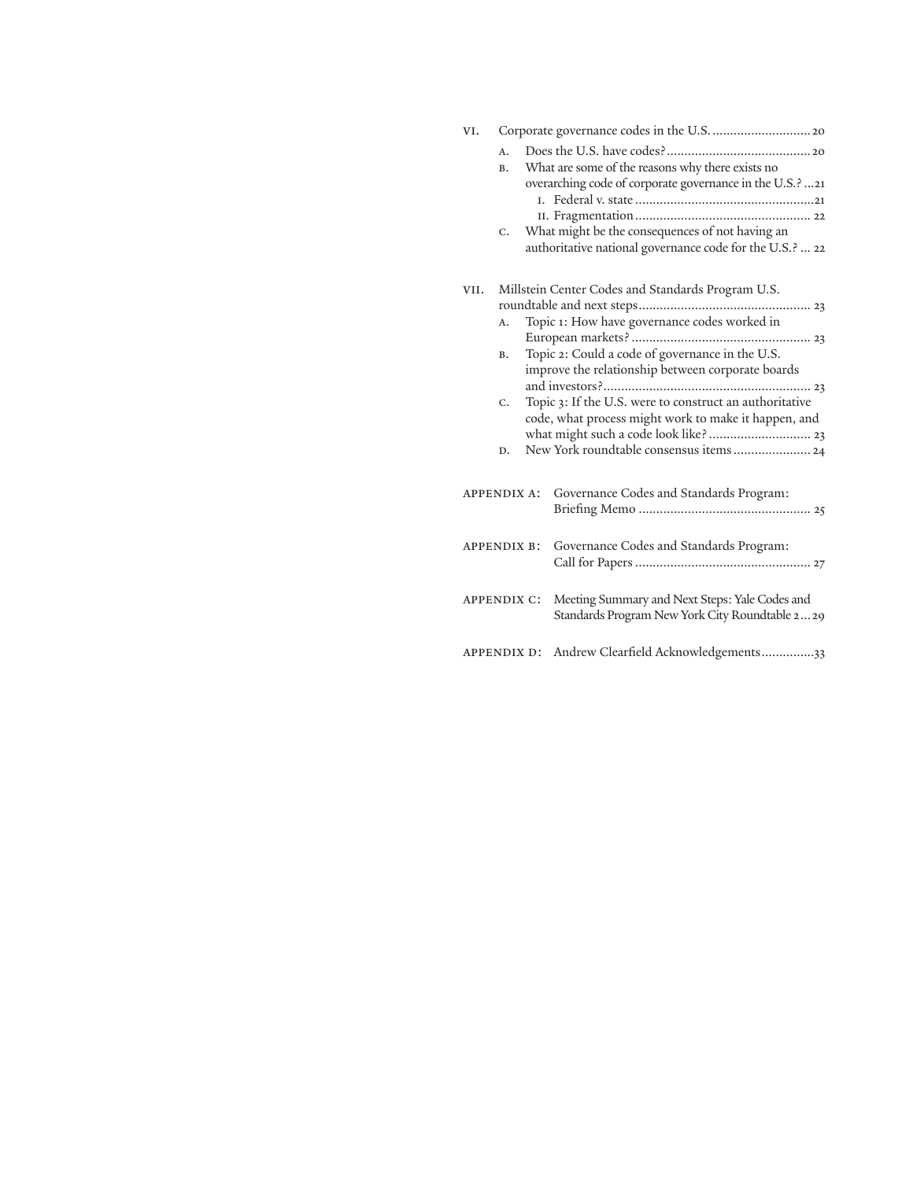- VI. Corporate governance codes in the U.S. ............................ 20
  - A. Does the U.S. have codes? ......................................... 20
  - B. What are some of the reasons why there exists no overarching code of corporate governance in the U.S.? ... 21
    - I. Federal v. state ................................................... 21
    - II. Fragmentation .................................................. 22
  - C. What might be the consequences of not having an authoritative national governance code for the U.S.? ... 22

- VII. Millstein Center Codes and Standards Program U.S. roundtable and next steps ................................................ 23
  - A. Topic 1: How have governance codes worked in European markets? ................................................... 23
  - B. Topic 2: Could a code of governance in the U.S. improve the relationship between corporate boards and investors? .......................................................... 23
  - C. Topic 3: If the U.S. were to construct an authoritative code, what process might work to make it happen, and what might such a code look like? ............................ 23
  - D. New York roundtable consensus items ...................... 24

- APPENDIX A: Governance Codes and Standards Program: Briefing Memo ................................................. 25

- APPENDIX B: Governance Codes and Standards Program: Call for Papers ................................................. 27

- APPENDIX C: Meeting Summary and Next Steps: Yale Codes and Standards Program New York City Roundtable 2 ... 29

- APPENDIX D: Andrew Clearfield Acknowledgements ............... 33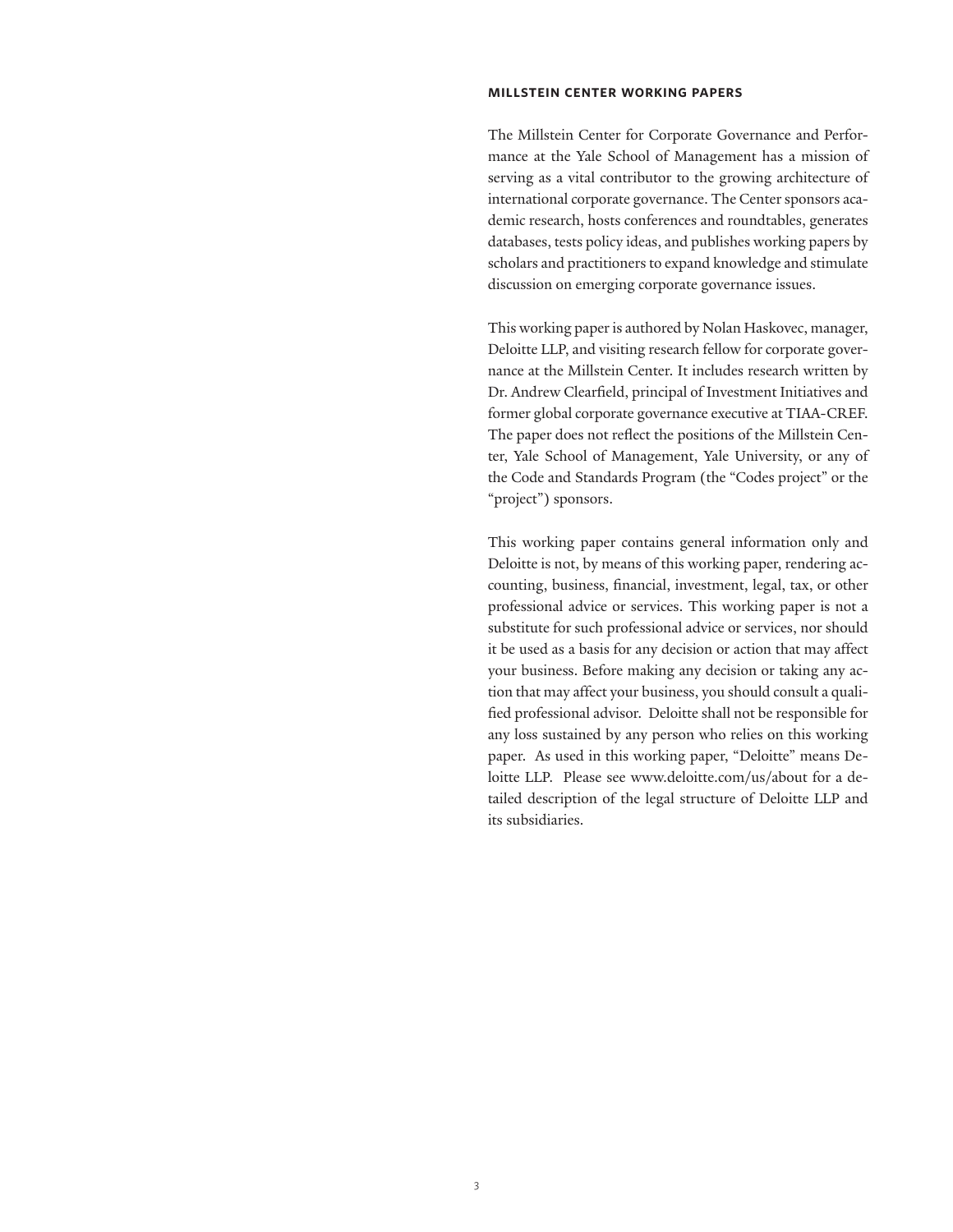## MILLSTEIN CENTER WORKING PAPERS

The Millstein Center for Corporate Governance and Performance at the Yale School of Management has a mission of serving as a vital contributor to the growing architecture of international corporate governance. The Center sponsors academic research, hosts conferences and roundtables, generates databases, tests policy ideas, and publishes working papers by scholars and practitioners to expand knowledge and stimulate discussion on emerging corporate governance issues.

This working paper is authored by Nolan Haskovec, manager, Deloitte LLP, and visiting research fellow for corporate governance at the Millstein Center. It includes research written by Dr. Andrew Clearfield, principal of Investment Initiatives and former global corporate governance executive at TIAA-CREF. The paper does not reflect the positions of the Millstein Center, Yale School of Management, Yale University, or any of the Code and Standards Program (the "Codes project" or the "project") sponsors.

This working paper contains general information only and Deloitte is not, by means of this working paper, rendering accounting, business, financial, investment, legal, tax, or other professional advice or services. This working paper is not a substitute for such professional advice or services, nor should it be used as a basis for any decision or action that may affect your business. Before making any decision or taking any action that may affect your business, you should consult a qualified professional advisor. Deloitte shall not be responsible for any loss sustained by any person who relies on this working paper. As used in this working paper, "Deloitte" means Deloitte LLP. Please see www.deloitte.com/us/about for a detailed description of the legal structure of Deloitte LLP and its subsidiaries.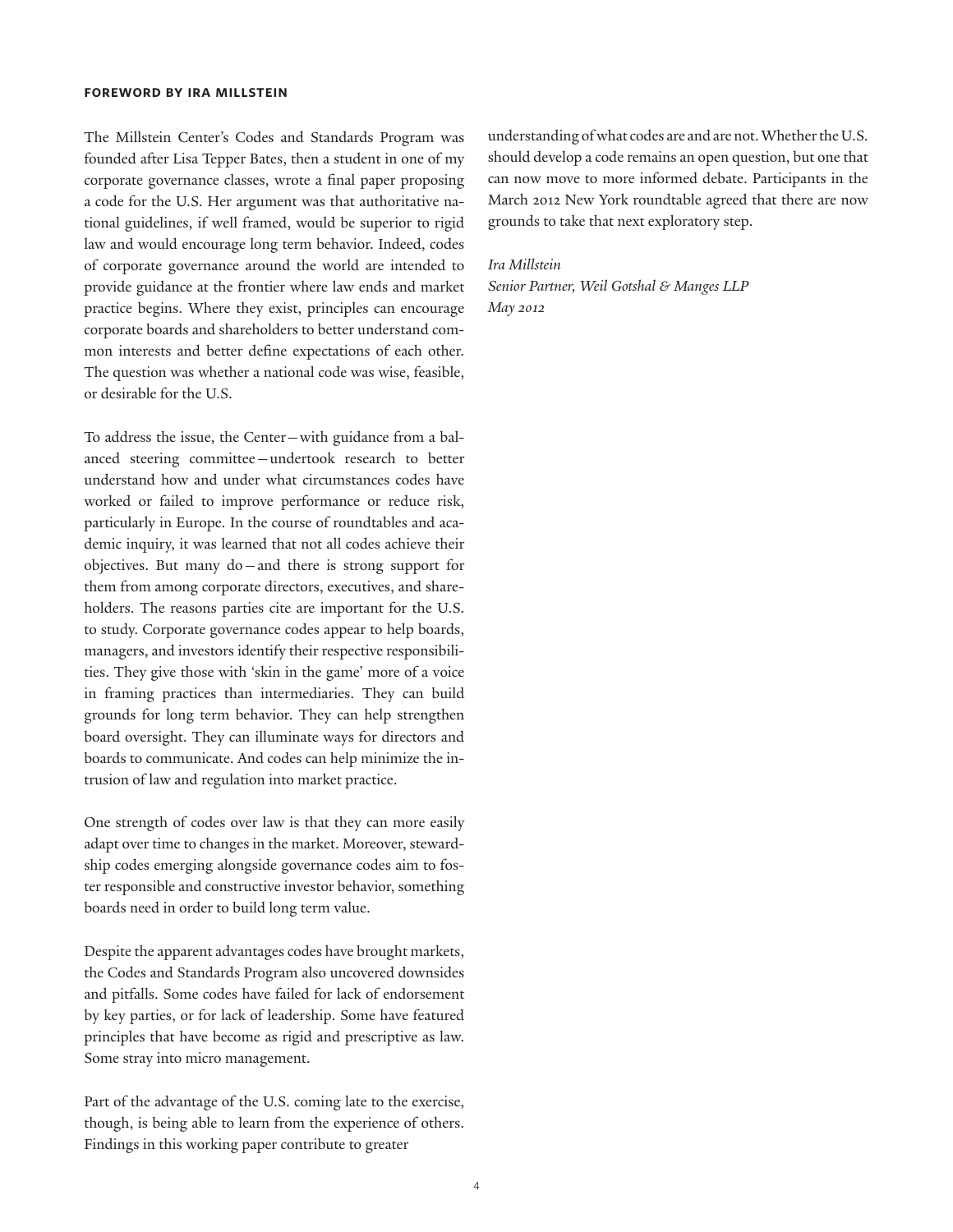## FOREWORD BY IRA MILLSTEIN

The Millstein Center's Codes and Standards Program was founded after Lisa Tepper Bates, then a student in one of my corporate governance classes, wrote a final paper proposing a code for the U.S. Her argument was that authoritative national guidelines, if well framed, would be superior to rigid law and would encourage long term behavior. Indeed, codes of corporate governance around the world are intended to provide guidance at the frontier where law ends and market practice begins. Where they exist, principles can encourage corporate boards and shareholders to better understand common interests and better define expectations of each other. The question was whether a national code was wise, feasible, or desirable for the U.S.

To address the issue, the Center—with guidance from a balanced steering committee—undertook research to better understand how and under what circumstances codes have worked or failed to improve performance or reduce risk, particularly in Europe. In the course of roundtables and academic inquiry, it was learned that not all codes achieve their objectives. But many do—and there is strong support for them from among corporate directors, executives, and shareholders. The reasons parties cite are important for the U.S. to study. Corporate governance codes appear to help boards, managers, and investors identify their respective responsibilities. They give those with 'skin in the game' more of a voice in framing practices than intermediaries. They can build grounds for long term behavior. They can help strengthen board oversight. They can illuminate ways for directors and boards to communicate. And codes can help minimize the intrusion of law and regulation into market practice.

One strength of codes over law is that they can more easily adapt over time to changes in the market. Moreover, stewardship codes emerging alongside governance codes aim to foster responsible and constructive investor behavior, something boards need in order to build long term value.

Despite the apparent advantages codes have brought markets, the Codes and Standards Program also uncovered downsides and pitfalls. Some codes have failed for lack of endorsement by key parties, or for lack of leadership. Some have featured principles that have become as rigid and prescriptive as law. Some stray into micro management.

Part of the advantage of the U.S. coming late to the exercise, though, is being able to learn from the experience of others. Findings in this working paper contribute to greater understanding of what codes are and are not. Whether the U.S. should develop a code remains an open question, but one that can now move to more informed debate. Participants in the March 2012 New York roundtable agreed that there are now grounds to take that next exploratory step.

*Ira Millstein*
*Senior Partner, Weil Gotshal & Manges LLP*
*May 2012*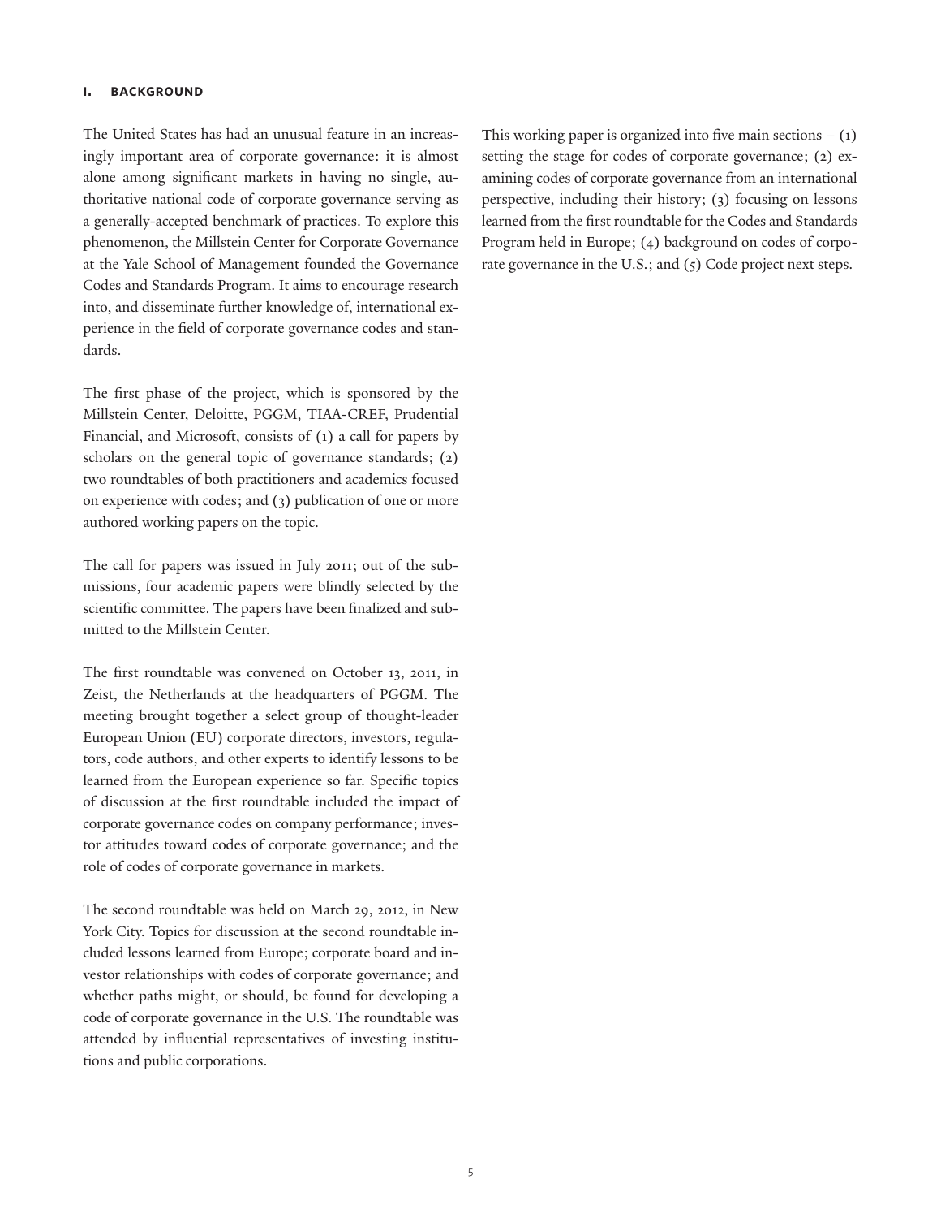## I. BACKGROUND

The United States has had an unusual feature in an increasingly important area of corporate governance: it is almost alone among significant markets in having no single, authoritative national code of corporate governance serving as a generally-accepted benchmark of practices. To explore this phenomenon, the Millstein Center for Corporate Governance at the Yale School of Management founded the Governance Codes and Standards Program. It aims to encourage research into, and disseminate further knowledge of, international experience in the field of corporate governance codes and standards.

The first phase of the project, which is sponsored by the Millstein Center, Deloitte, PGGM, TIAA-CREF, Prudential Financial, and Microsoft, consists of (1) a call for papers by scholars on the general topic of governance standards; (2) two roundtables of both practitioners and academics focused on experience with codes; and (3) publication of one or more authored working papers on the topic.

The call for papers was issued in July 2011; out of the submissions, four academic papers were blindly selected by the scientific committee. The papers have been finalized and submitted to the Millstein Center.

The first roundtable was convened on October 13, 2011, in Zeist, the Netherlands at the headquarters of PGGM. The meeting brought together a select group of thought-leader European Union (EU) corporate directors, investors, regulators, code authors, and other experts to identify lessons to be learned from the European experience so far. Specific topics of discussion at the first roundtable included the impact of corporate governance codes on company performance; investor attitudes toward codes of corporate governance; and the role of codes of corporate governance in markets.

The second roundtable was held on March 29, 2012, in New York City. Topics for discussion at the second roundtable included lessons learned from Europe; corporate board and investor relationships with codes of corporate governance; and whether paths might, or should, be found for developing a code of corporate governance in the U.S. The roundtable was attended by influential representatives of investing institutions and public corporations.

This working paper is organized into five main sections – (1) setting the stage for codes of corporate governance; (2) examining codes of corporate governance from an international perspective, including their history; (3) focusing on lessons learned from the first roundtable for the Codes and Standards Program held in Europe; (4) background on codes of corporate governance in the U.S.; and (5) Code project next steps.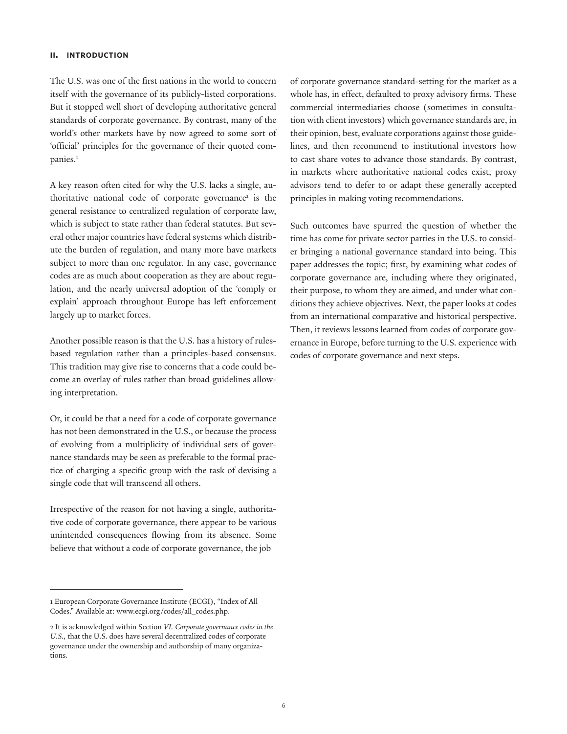## II. INTRODUCTION

The U.S. was one of the first nations in the world to concern itself with the governance of its publicly-listed corporations. But it stopped well short of developing authoritative general standards of corporate governance. By contrast, many of the world's other markets have by now agreed to some sort of 'official' principles for the governance of their quoted companies.[1]

A key reason often cited for why the U.S. lacks a single, authoritative national code of corporate governance[2] is the general resistance to centralized regulation of corporate law, which is subject to state rather than federal statutes. But several other major countries have federal systems which distribute the burden of regulation, and many more have markets subject to more than one regulator. In any case, governance codes are as much about cooperation as they are about regulation, and the nearly universal adoption of the 'comply or explain' approach throughout Europe has left enforcement largely up to market forces.

Another possible reason is that the U.S. has a history of rules-based regulation rather than a principles-based consensus. This tradition may give rise to concerns that a code could become an overlay of rules rather than broad guidelines allowing interpretation.

Or, it could be that a need for a code of corporate governance has not been demonstrated in the U.S., or because the process of evolving from a multiplicity of individual sets of governance standards may be seen as preferable to the formal practice of charging a specific group with the task of devising a single code that will transcend all others.

Irrespective of the reason for not having a single, authoritative code of corporate governance, there appear to be various unintended consequences flowing from its absence. Some believe that without a code of corporate governance, the job of corporate governance standard-setting for the market as a whole has, in effect, defaulted to proxy advisory firms. These commercial intermediaries choose (sometimes in consultation with client investors) which governance standards are, in their opinion, best, evaluate corporations against those guidelines, and then recommend to institutional investors how to cast share votes to advance those standards. By contrast, in markets where authoritative national codes exist, proxy advisors tend to defer to or adapt these generally accepted principles in making voting recommendations.

Such outcomes have spurred the question of whether the time has come for private sector parties in the U.S. to consider bringing a national governance standard into being. This paper addresses the topic; first, by examining what codes of corporate governance are, including where they originated, their purpose, to whom they are aimed, and under what conditions they achieve objectives. Next, the paper looks at codes from an international comparative and historical perspective. Then, it reviews lessons learned from codes of corporate governance in Europe, before turning to the U.S. experience with codes of corporate governance and next steps.

---

1 European Corporate Governance Institute (ECGI), "Index of All Codes." Available at: www.ecgi.org/codes/all_codes.php.

2 It is acknowledged within Section *VI. Corporate governance codes in the U.S.*, that the U.S. does have several decentralized codes of corporate governance under the ownership and authorship of many organizations.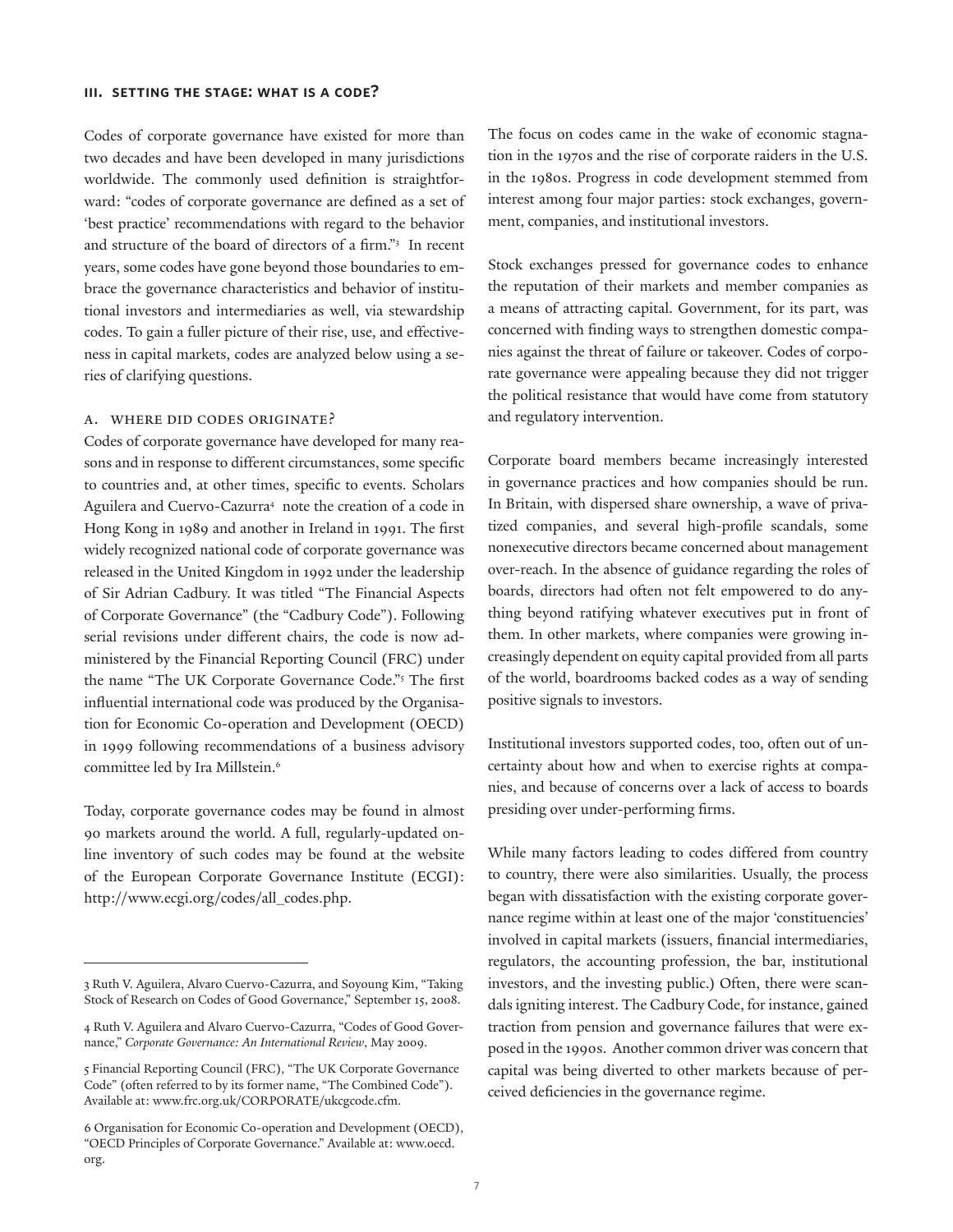### III. SETTING THE STAGE: WHAT IS A CODE?

Codes of corporate governance have existed for more than two decades and have been developed in many jurisdictions worldwide. The commonly used definition is straightforward: "codes of corporate governance are defined as a set of 'best practice' recommendations with regard to the behavior and structure of the board of directors of a firm."[3] In recent years, some codes have gone beyond those boundaries to embrace the governance characteristics and behavior of institutional investors and intermediaries as well, via stewardship codes. To gain a fuller picture of their rise, use, and effectiveness in capital markets, codes are analyzed below using a series of clarifying questions.

#### A. WHERE DID CODES ORIGINATE?

Codes of corporate governance have developed for many reasons and in response to different circumstances, some specific to countries and, at other times, specific to events. Scholars Aguilera and Cuervo-Cazurra[4] note the creation of a code in Hong Kong in 1989 and another in Ireland in 1991. The first widely recognized national code of corporate governance was released in the United Kingdom in 1992 under the leadership of Sir Adrian Cadbury. It was titled "The Financial Aspects of Corporate Governance" (the "Cadbury Code"). Following serial revisions under different chairs, the code is now administered by the Financial Reporting Council (FRC) under the name "The UK Corporate Governance Code."[5] The first influential international code was produced by the Organisation for Economic Co-operation and Development (OECD) in 1999 following recommendations of a business advisory committee led by Ira Millstein.[6]

Today, corporate governance codes may be found in almost 90 markets around the world. A full, regularly-updated online inventory of such codes may be found at the website of the European Corporate Governance Institute (ECGI): http://www.ecgi.org/codes/all_codes.php.

The focus on codes came in the wake of economic stagnation in the 1970s and the rise of corporate raiders in the U.S. in the 1980s. Progress in code development stemmed from interest among four major parties: stock exchanges, government, companies, and institutional investors.

Stock exchanges pressed for governance codes to enhance the reputation of their markets and member companies as a means of attracting capital. Government, for its part, was concerned with finding ways to strengthen domestic companies against the threat of failure or takeover. Codes of corporate governance were appealing because they did not trigger the political resistance that would have come from statutory and regulatory intervention.

Corporate board members became increasingly interested in governance practices and how companies should be run. In Britain, with dispersed share ownership, a wave of privatized companies, and several high-profile scandals, some nonexecutive directors became concerned about management over-reach. In the absence of guidance regarding the roles of boards, directors had often not felt empowered to do anything beyond ratifying whatever executives put in front of them. In other markets, where companies were growing increasingly dependent on equity capital provided from all parts of the world, boardrooms backed codes as a way of sending positive signals to investors.

Institutional investors supported codes, too, often out of uncertainty about how and when to exercise rights at companies, and because of concerns over a lack of access to boards presiding over under-performing firms.

While many factors leading to codes differed from country to country, there were also similarities. Usually, the process began with dissatisfaction with the existing corporate governance regime within at least one of the major 'constituencies' involved in capital markets (issuers, financial intermediaries, regulators, the accounting profession, the bar, institutional investors, and the investing public.) Often, there were scandals igniting interest. The Cadbury Code, for instance, gained traction from pension and governance failures that were exposed in the 1990s. Another common driver was concern that capital was being diverted to other markets because of perceived deficiencies in the governance regime.

---

3 Ruth V. Aguilera, Alvaro Cuervo-Cazurra, and Soyoung Kim, "Taking Stock of Research on Codes of Good Governance," September 15, 2008.

4 Ruth V. Aguilera and Alvaro Cuervo-Cazurra, "Codes of Good Governance," *Corporate Governance: An International Review*, May 2009.

5 Financial Reporting Council (FRC), "The UK Corporate Governance Code" (often referred to by its former name, "The Combined Code"). Available at: www.frc.org.uk/CORPORATE/ukcgcode.cfm.

6 Organisation for Economic Co-operation and Development (OECD), "OECD Principles of Corporate Governance." Available at: www.oecd.org.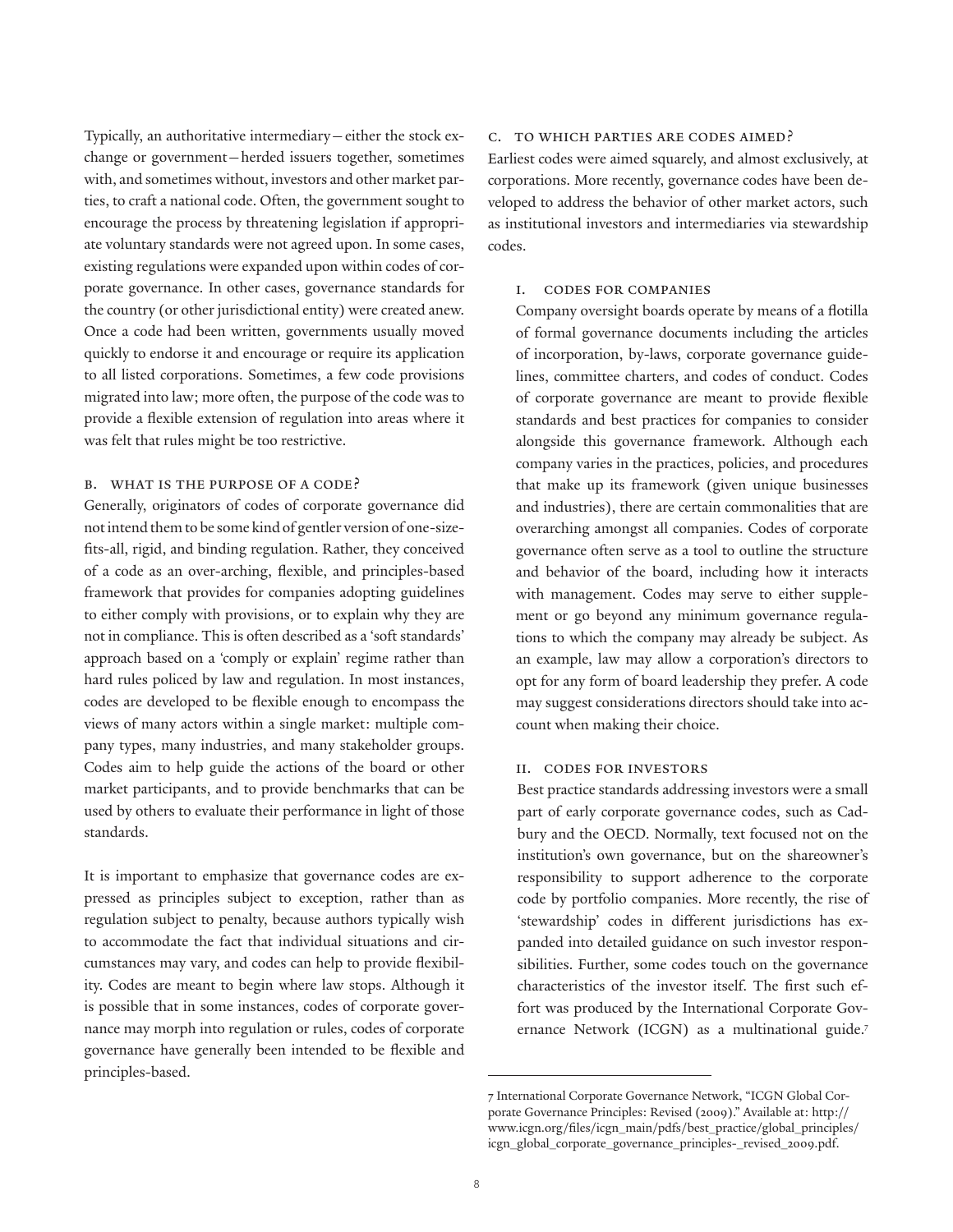Typically, an authoritative intermediary—either the stock exchange or government—herded issuers together, sometimes with, and sometimes without, investors and other market parties, to craft a national code. Often, the government sought to encourage the process by threatening legislation if appropriate voluntary standards were not agreed upon. In some cases, existing regulations were expanded upon within codes of corporate governance. In other cases, governance standards for the country (or other jurisdictional entity) were created anew. Once a code had been written, governments usually moved quickly to endorse it and encourage or require its application to all listed corporations. Sometimes, a few code provisions migrated into law; more often, the purpose of the code was to provide a flexible extension of regulation into areas where it was felt that rules might be too restrictive.

## B. What is the purpose of a code?

Generally, originators of codes of corporate governance did not intend them to be some kind of gentler version of one-size-fits-all, rigid, and binding regulation. Rather, they conceived of a code as an over-arching, flexible, and principles-based framework that provides for companies adopting guidelines to either comply with provisions, or to explain why they are not in compliance. This is often described as a 'soft standards' approach based on a 'comply or explain' regime rather than hard rules policed by law and regulation. In most instances, codes are developed to be flexible enough to encompass the views of many actors within a single market: multiple company types, many industries, and many stakeholder groups. Codes aim to help guide the actions of the board or other market participants, and to provide benchmarks that can be used by others to evaluate their performance in light of those standards.

It is important to emphasize that governance codes are expressed as principles subject to exception, rather than as regulation subject to penalty, because authors typically wish to accommodate the fact that individual situations and circumstances may vary, and codes can help to provide flexibility. Codes are meant to begin where law stops. Although it is possible that in some instances, codes of corporate governance may morph into regulation or rules, codes of corporate governance have generally been intended to be flexible and principles-based.

## C. To which parties are codes aimed?

Earliest codes were aimed squarely, and almost exclusively, at corporations. More recently, governance codes have been developed to address the behavior of other market actors, such as institutional investors and intermediaries via stewardship codes.

### i. Codes for companies

Company oversight boards operate by means of a flotilla of formal governance documents including the articles of incorporation, by-laws, corporate governance guidelines, committee charters, and codes of conduct. Codes of corporate governance are meant to provide flexible standards and best practices for companies to consider alongside this governance framework. Although each company varies in the practices, policies, and procedures that make up its framework (given unique businesses and industries), there are certain commonalities that are overarching amongst all companies. Codes of corporate governance often serve as a tool to outline the structure and behavior of the board, including how it interacts with management. Codes may serve to either supplement or go beyond any minimum governance regulations to which the company may already be subject. As an example, law may allow a corporation's directors to opt for any form of board leadership they prefer. A code may suggest considerations directors should take into account when making their choice.

### ii. Codes for investors

Best practice standards addressing investors were a small part of early corporate governance codes, such as Cadbury and the OECD. Normally, text focused not on the institution's own governance, but on the shareowner's responsibility to support adherence to the corporate code by portfolio companies. More recently, the rise of 'stewardship' codes in different jurisdictions has expanded into detailed guidance on such investor responsibilities. Further, some codes touch on the governance characteristics of the investor itself. The first such effort was produced by the International Corporate Governance Network (ICGN) as a multinational guide.[7]

---

7 International Corporate Governance Network, "ICGN Global Corporate Governance Principles: Revised (2009)." Available at: http://www.icgn.org/files/icgn_main/pdfs/best_practice/global_principles/icgn_global_corporate_governance_principles-_revised_2009.pdf.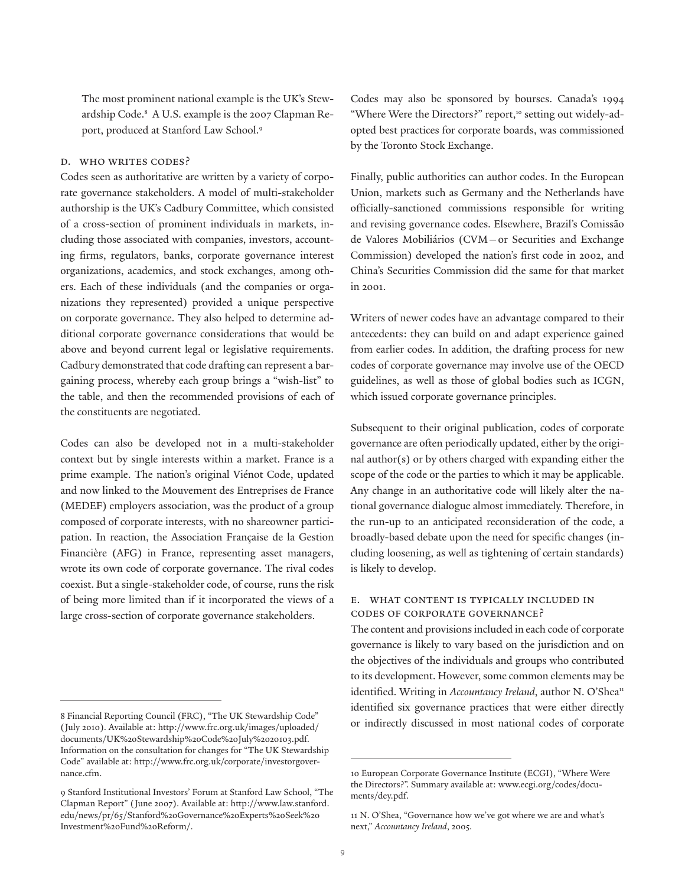The most prominent national example is the UK's Stewardship Code.[8] A U.S. example is the 2007 Clapman Report, produced at Stanford Law School.[9]

### D. Who writes codes?

Codes seen as authoritative are written by a variety of corporate governance stakeholders. A model of multi-stakeholder authorship is the UK's Cadbury Committee, which consisted of a cross-section of prominent individuals in markets, including those associated with companies, investors, accounting firms, regulators, banks, corporate governance interest organizations, academics, and stock exchanges, among others. Each of these individuals (and the companies or organizations they represented) provided a unique perspective on corporate governance. They also helped to determine additional corporate governance considerations that would be above and beyond current legal or legislative requirements. Cadbury demonstrated that code drafting can represent a bargaining process, whereby each group brings a "wish-list" to the table, and then the recommended provisions of each of the constituents are negotiated.

Codes can also be developed not in a multi-stakeholder context but by single interests within a market. France is a prime example. The nation's original Viénot Code, updated and now linked to the Mouvement des Entreprises de France (MEDEF) employers association, was the product of a group composed of corporate interests, with no shareowner participation. In reaction, the Association Française de la Gestion Financière (AFG) in France, representing asset managers, wrote its own code of corporate governance. The rival codes coexist. But a single-stakeholder code, of course, runs the risk of being more limited than if it incorporated the views of a large cross-section of corporate governance stakeholders.

Codes may also be sponsored by bourses. Canada's 1994 "Where Were the Directors?" report,[10] setting out widely-adopted best practices for corporate boards, was commissioned by the Toronto Stock Exchange.

Finally, public authorities can author codes. In the European Union, markets such as Germany and the Netherlands have officially-sanctioned commissions responsible for writing and revising governance codes. Elsewhere, Brazil's Comissão de Valores Mobiliários (CVM—or Securities and Exchange Commission) developed the nation's first code in 2002, and China's Securities Commission did the same for that market in 2001.

Writers of newer codes have an advantage compared to their antecedents: they can build on and adapt experience gained from earlier codes. In addition, the drafting process for new codes of corporate governance may involve use of the OECD guidelines, as well as those of global bodies such as ICGN, which issued corporate governance principles.

Subsequent to their original publication, codes of corporate governance are often periodically updated, either by the original author(s) or by others charged with expanding either the scope of the code or the parties to which it may be applicable. Any change in an authoritative code will likely alter the national governance dialogue almost immediately. Therefore, in the run-up to an anticipated reconsideration of the code, a broadly-based debate upon the need for specific changes (including loosening, as well as tightening of certain standards) is likely to develop.

### E. What content is typically included in codes of corporate governance?

The content and provisions included in each code of corporate governance is likely to vary based on the jurisdiction and on the objectives of the individuals and groups who contributed to its development. However, some common elements may be identified. Writing in *Accountancy Ireland*, author N. O'Shea[11] identified six governance practices that were either directly or indirectly discussed in most national codes of corporate

---

8 Financial Reporting Council (FRC), "The UK Stewardship Code" (July 2010). Available at: http://www.frc.org.uk/images/uploaded/documents/UK%20Stewardship%20Code%20July%2020103.pdf. Information on the consultation for changes for "The UK Stewardship Code" available at: http://www.frc.org.uk/corporate/investorgovernance.cfm.

9 Stanford Institutional Investors' Forum at Stanford Law School, "The Clapman Report" (June 2007). Available at: http://www.law.stanford.edu/news/pr/65/Stanford%20Governance%20Experts%20Seek%20Investment%20Fund%20Reform/.

10 European Corporate Governance Institute (ECGI), "Where Were the Directors?". Summary available at: www.ecgi.org/codes/documents/dey.pdf.

11 N. O'Shea, "Governance how we've got where we are and what's next," *Accountancy Ireland*, 2005.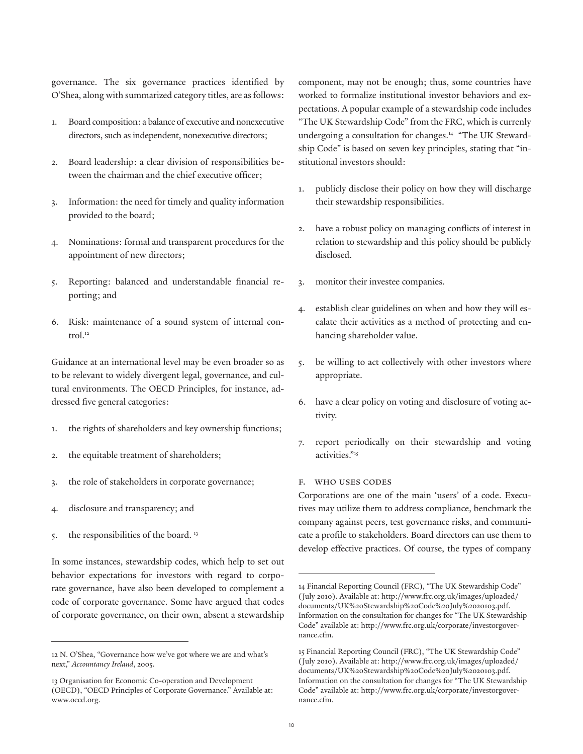governance. The six governance practices identified by O'Shea, along with summarized category titles, are as follows:

1. Board composition: a balance of executive and nonexecutive directors, such as independent, nonexecutive directors;
2. Board leadership: a clear division of responsibilities between the chairman and the chief executive officer;
3. Information: the need for timely and quality information provided to the board;
4. Nominations: formal and transparent procedures for the appointment of new directors;
5. Reporting: balanced and understandable financial reporting; and
6. Risk: maintenance of a sound system of internal control.[12]

Guidance at an international level may be even broader so as to be relevant to widely divergent legal, governance, and cultural environments. The OECD Principles, for instance, addressed five general categories:

1. the rights of shareholders and key ownership functions;
2. the equitable treatment of shareholders;
3. the role of stakeholders in corporate governance;
4. disclosure and transparency; and
5. the responsibilities of the board. [13]

In some instances, stewardship codes, which help to set out behavior expectations for investors with regard to corporate governance, have also been developed to complement a code of corporate governance. Some have argued that codes of corporate governance, on their own, absent a stewardship component, may not be enough; thus, some countries have worked to formalize institutional investor behaviors and expectations. A popular example of a stewardship code includes "The UK Stewardship Code" from the FRC, which is currenly undergoing a consultation for changes.[14] "The UK Stewardship Code" is based on seven key principles, stating that "institutional investors should:

1. publicly disclose their policy on how they will discharge their stewardship responsibilities.
2. have a robust policy on managing conflicts of interest in relation to stewardship and this policy should be publicly disclosed.
3. monitor their investee companies.
4. establish clear guidelines on when and how they will escalate their activities as a method of protecting and enhancing shareholder value.
5. be willing to act collectively with other investors where appropriate.
6. have a clear policy on voting and disclosure of voting activity.
7. report periodically on their stewardship and voting activities."[15]

### F. Who Uses Codes

Corporations are one of the main 'users' of a code. Executives may utilize them to address compliance, benchmark the company against peers, test governance risks, and communicate a profile to stakeholders. Board directors can use them to develop effective practices. Of course, the types of company

---

12 N. O'Shea, "Governance how we've got where we are and what's next," *Accountancy Ireland*, 2005.

13 Organisation for Economic Co-operation and Development (OECD), "OECD Principles of Corporate Governance." Available at: www.oecd.org.

14 Financial Reporting Council (FRC), "The UK Stewardship Code" (July 2010). Available at: http://www.frc.org.uk/images/uploaded/documents/UK%20Stewardship%20Code%20July%2020103.pdf. Information on the consultation for changes for "The UK Stewardship Code" available at: http://www.frc.org.uk/corporate/investorgovernance.cfm.

15 Financial Reporting Council (FRC), "The UK Stewardship Code" (July 2010). Available at: http://www.frc.org.uk/images/uploaded/documents/UK%20Stewardship%20Code%20July%2020103.pdf. Information on the consultation for changes for "The UK Stewardship Code" available at: http://www.frc.org.uk/corporate/investorgovernance.cfm.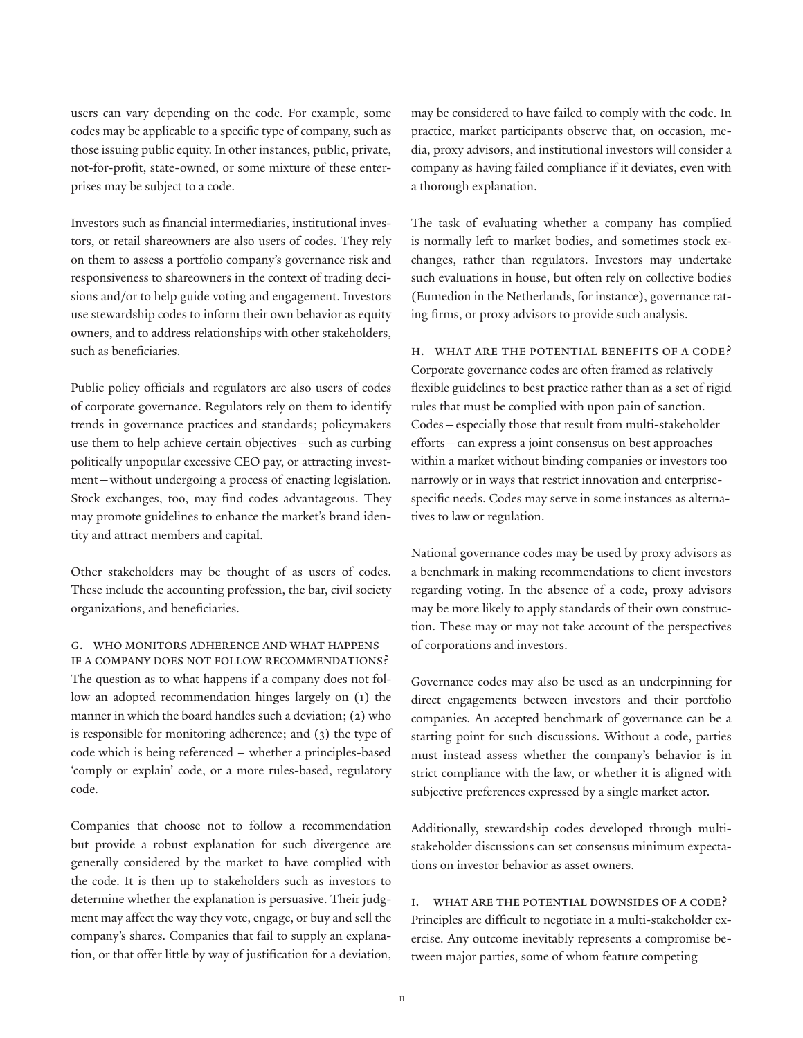users can vary depending on the code. For example, some codes may be applicable to a specific type of company, such as those issuing public equity. In other instances, public, private, not-for-profit, state-owned, or some mixture of these enterprises may be subject to a code.

Investors such as financial intermediaries, institutional investors, or retail shareowners are also users of codes. They rely on them to assess a portfolio company's governance risk and responsiveness to shareowners in the context of trading decisions and/or to help guide voting and engagement. Investors use stewardship codes to inform their own behavior as equity owners, and to address relationships with other stakeholders, such as beneficiaries.

Public policy officials and regulators are also users of codes of corporate governance. Regulators rely on them to identify trends in governance practices and standards; policymakers use them to help achieve certain objectives—such as curbing politically unpopular excessive CEO pay, or attracting investment—without undergoing a process of enacting legislation. Stock exchanges, too, may find codes advantageous. They may promote guidelines to enhance the market's brand identity and attract members and capital.

Other stakeholders may be thought of as users of codes. These include the accounting profession, the bar, civil society organizations, and beneficiaries.

### G. Who monitors adherence and what happens if a company does not follow recommendations?

The question as to what happens if a company does not follow an adopted recommendation hinges largely on (1) the manner in which the board handles such a deviation; (2) who is responsible for monitoring adherence; and (3) the type of code which is being referenced – whether a principles-based 'comply or explain' code, or a more rules-based, regulatory code.

Companies that choose not to follow a recommendation but provide a robust explanation for such divergence are generally considered by the market to have complied with the code. It is then up to stakeholders such as investors to determine whether the explanation is persuasive. Their judgment may affect the way they vote, engage, or buy and sell the company's shares. Companies that fail to supply an explanation, or that offer little by way of justification for a deviation, may be considered to have failed to comply with the code. In practice, market participants observe that, on occasion, media, proxy advisors, and institutional investors will consider a company as having failed compliance if it deviates, even with a thorough explanation.

The task of evaluating whether a company has complied is normally left to market bodies, and sometimes stock exchanges, rather than regulators. Investors may undertake such evaluations in house, but often rely on collective bodies (Eumedion in the Netherlands, for instance), governance rating firms, or proxy advisors to provide such analysis.

### H. What are the potential benefits of a code?

Corporate governance codes are often framed as relatively flexible guidelines to best practice rather than as a set of rigid rules that must be complied with upon pain of sanction. Codes—especially those that result from multi-stakeholder efforts—can express a joint consensus on best approaches within a market without binding companies or investors too narrowly or in ways that restrict innovation and enterprise-specific needs. Codes may serve in some instances as alternatives to law or regulation.

National governance codes may be used by proxy advisors as a benchmark in making recommendations to client investors regarding voting. In the absence of a code, proxy advisors may be more likely to apply standards of their own construction. These may or may not take account of the perspectives of corporations and investors.

Governance codes may also be used as an underpinning for direct engagements between investors and their portfolio companies. An accepted benchmark of governance can be a starting point for such discussions. Without a code, parties must instead assess whether the company's behavior is in strict compliance with the law, or whether it is aligned with subjective preferences expressed by a single market actor.

Additionally, stewardship codes developed through multi-stakeholder discussions can set consensus minimum expectations on investor behavior as asset owners.

### I. What are the potential downsides of a code?

Principles are difficult to negotiate in a multi-stakeholder exercise. Any outcome inevitably represents a compromise between major parties, some of whom feature competing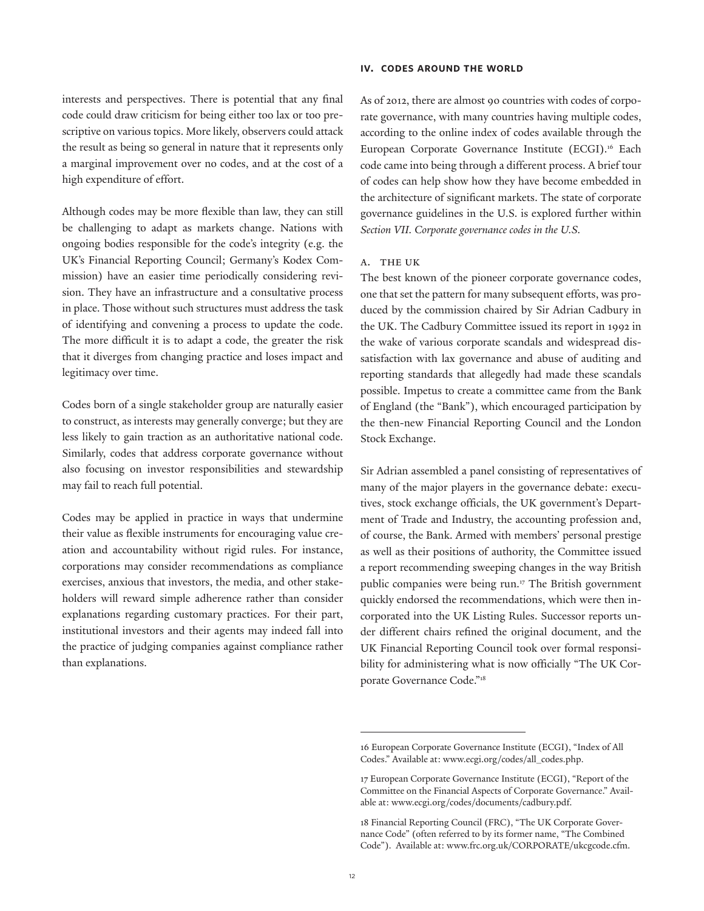interests and perspectives. There is potential that any final code could draw criticism for being either too lax or too prescriptive on various topics. More likely, observers could attack the result as being so general in nature that it represents only a marginal improvement over no codes, and at the cost of a high expenditure of effort.

Although codes may be more flexible than law, they can still be challenging to adapt as markets change. Nations with ongoing bodies responsible for the code's integrity (e.g. the UK's Financial Reporting Council; Germany's Kodex Commission) have an easier time periodically considering revision. They have an infrastructure and a consultative process in place. Those without such structures must address the task of identifying and convening a process to update the code. The more difficult it is to adapt a code, the greater the risk that it diverges from changing practice and loses impact and legitimacy over time.

Codes born of a single stakeholder group are naturally easier to construct, as interests may generally converge; but they are less likely to gain traction as an authoritative national code. Similarly, codes that address corporate governance without also focusing on investor responsibilities and stewardship may fail to reach full potential.

Codes may be applied in practice in ways that undermine their value as flexible instruments for encouraging value creation and accountability without rigid rules. For instance, corporations may consider recommendations as compliance exercises, anxious that investors, the media, and other stakeholders will reward simple adherence rather than consider explanations regarding customary practices. For their part, institutional investors and their agents may indeed fall into the practice of judging companies against compliance rather than explanations.

## IV. CODES AROUND THE WORLD

As of 2012, there are almost 90 countries with codes of corporate governance, with many countries having multiple codes, according to the online index of codes available through the European Corporate Governance Institute (ECGI).[16] Each code came into being through a different process. A brief tour of codes can help show how they have become embedded in the architecture of significant markets. The state of corporate governance guidelines in the U.S. is explored further within *Section VII. Corporate governance codes in the U.S.*

### A. THE UK

The best known of the pioneer corporate governance codes, one that set the pattern for many subsequent efforts, was produced by the commission chaired by Sir Adrian Cadbury in the UK. The Cadbury Committee issued its report in 1992 in the wake of various corporate scandals and widespread dissatisfaction with lax governance and abuse of auditing and reporting standards that allegedly had made these scandals possible. Impetus to create a committee came from the Bank of England (the "Bank"), which encouraged participation by the then-new Financial Reporting Council and the London Stock Exchange.

Sir Adrian assembled a panel consisting of representatives of many of the major players in the governance debate: executives, stock exchange officials, the UK government's Department of Trade and Industry, the accounting profession and, of course, the Bank. Armed with members' personal prestige as well as their positions of authority, the Committee issued a report recommending sweeping changes in the way British public companies were being run.[17] The British government quickly endorsed the recommendations, which were then incorporated into the UK Listing Rules. Successor reports under different chairs refined the original document, and the UK Financial Reporting Council took over formal responsibility for administering what is now officially "The UK Corporate Governance Code."[18]

---

16 European Corporate Governance Institute (ECGI), "Index of All Codes." Available at: www.ecgi.org/codes/all_codes.php.

17 European Corporate Governance Institute (ECGI), "Report of the Committee on the Financial Aspects of Corporate Governance." Available at: www.ecgi.org/codes/documents/cadbury.pdf.

18 Financial Reporting Council (FRC), "The UK Corporate Governance Code" (often referred to by its former name, "The Combined Code"). Available at: www.frc.org.uk/CORPORATE/ukcgcode.cfm.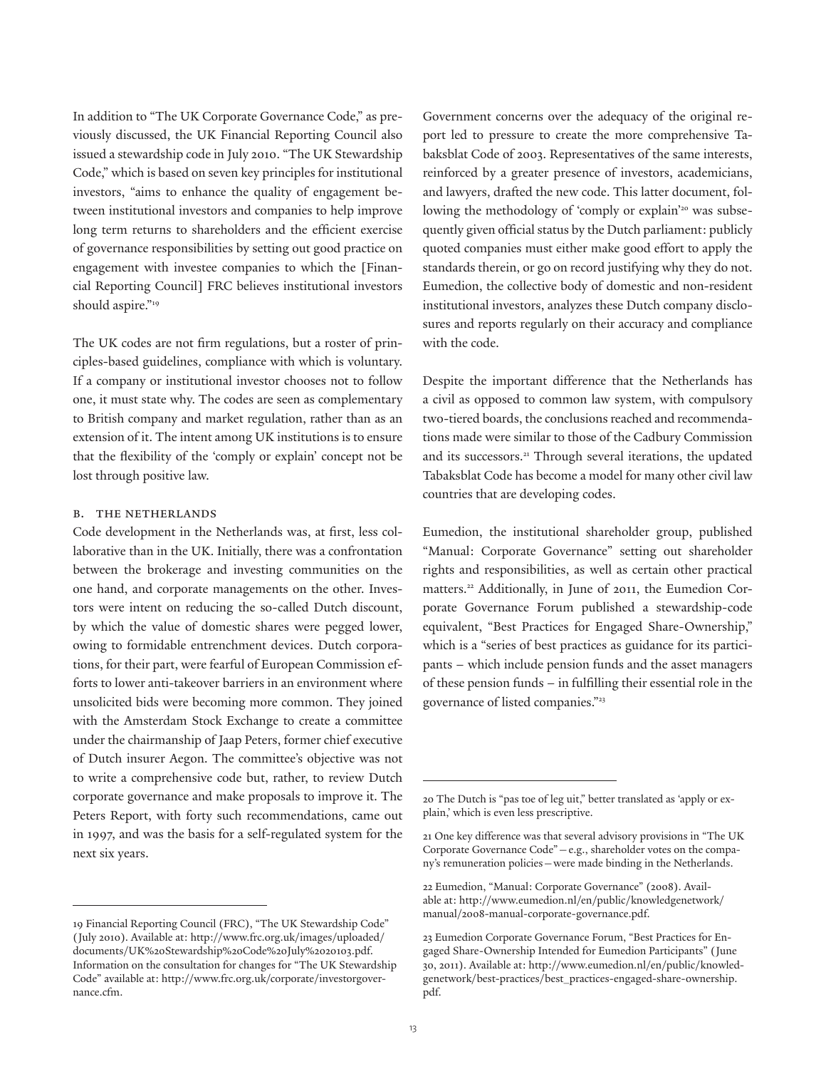In addition to "The UK Corporate Governance Code," as previously discussed, the UK Financial Reporting Council also issued a stewardship code in July 2010. "The UK Stewardship Code," which is based on seven key principles for institutional investors, "aims to enhance the quality of engagement between institutional investors and companies to help improve long term returns to shareholders and the efficient exercise of governance responsibilities by setting out good practice on engagement with investee companies to which the [Financial Reporting Council] FRC believes institutional investors should aspire."[19]

The UK codes are not firm regulations, but a roster of principles-based guidelines, compliance with which is voluntary. If a company or institutional investor chooses not to follow one, it must state why. The codes are seen as complementary to British company and market regulation, rather than as an extension of it. The intent among UK institutions is to ensure that the flexibility of the 'comply or explain' concept not be lost through positive law.

### B. The Netherlands

Code development in the Netherlands was, at first, less collaborative than in the UK. Initially, there was a confrontation between the brokerage and investing communities on the one hand, and corporate managements on the other. Investors were intent on reducing the so-called Dutch discount, by which the value of domestic shares were pegged lower, owing to formidable entrenchment devices. Dutch corporations, for their part, were fearful of European Commission efforts to lower anti-takeover barriers in an environment where unsolicited bids were becoming more common. They joined with the Amsterdam Stock Exchange to create a committee under the chairmanship of Jaap Peters, former chief executive of Dutch insurer Aegon. The committee's objective was not to write a comprehensive code but, rather, to review Dutch corporate governance and make proposals to improve it. The Peters Report, with forty such recommendations, came out in 1997, and was the basis for a self-regulated system for the next six years.

Government concerns over the adequacy of the original report led to pressure to create the more comprehensive Tabaksblat Code of 2003. Representatives of the same interests, reinforced by a greater presence of investors, academicians, and lawyers, drafted the new code. This latter document, following the methodology of 'comply or explain'[20] was subsequently given official status by the Dutch parliament: publicly quoted companies must either make good effort to apply the standards therein, or go on record justifying why they do not. Eumedion, the collective body of domestic and non-resident institutional investors, analyzes these Dutch company disclosures and reports regularly on their accuracy and compliance with the code.

Despite the important difference that the Netherlands has a civil as opposed to common law system, with compulsory two-tiered boards, the conclusions reached and recommendations made were similar to those of the Cadbury Commission and its successors.[21] Through several iterations, the updated Tabaksblat Code has become a model for many other civil law countries that are developing codes.

Eumedion, the institutional shareholder group, published "Manual: Corporate Governance" setting out shareholder rights and responsibilities, as well as certain other practical matters.[22] Additionally, in June of 2011, the Eumedion Corporate Governance Forum published a stewardship-code equivalent, "Best Practices for Engaged Share-Ownership," which is a "series of best practices as guidance for its participants – which include pension funds and the asset managers of these pension funds – in fulfilling their essential role in the governance of listed companies."[23]

---

19 Financial Reporting Council (FRC), "The UK Stewardship Code" (July 2010). Available at: http://www.frc.org.uk/images/uploaded/documents/UK%20Stewardship%20Code%20July%2020103.pdf. Information on the consultation for changes for "The UK Stewardship Code" available at: http://www.frc.org.uk/corporate/investorgovernance.cfm.

20 The Dutch is "pas toe of leg uit," better translated as 'apply or explain,' which is even less prescriptive.

21 One key difference was that several advisory provisions in "The UK Corporate Governance Code" – e.g., shareholder votes on the company's remuneration policies – were made binding in the Netherlands.

22 Eumedion, "Manual: Corporate Governance" (2008). Available at: http://www.eumedion.nl/en/public/knowledgenetwork/manual/2008-manual-corporate-governance.pdf.

23 Eumedion Corporate Governance Forum, "Best Practices for Engaged Share-Ownership Intended for Eumedion Participants" (June 30, 2011). Available at: http://www.eumedion.nl/en/public/knowledgenetwork/best-practices/best_practices-engaged-share-ownership.pdf.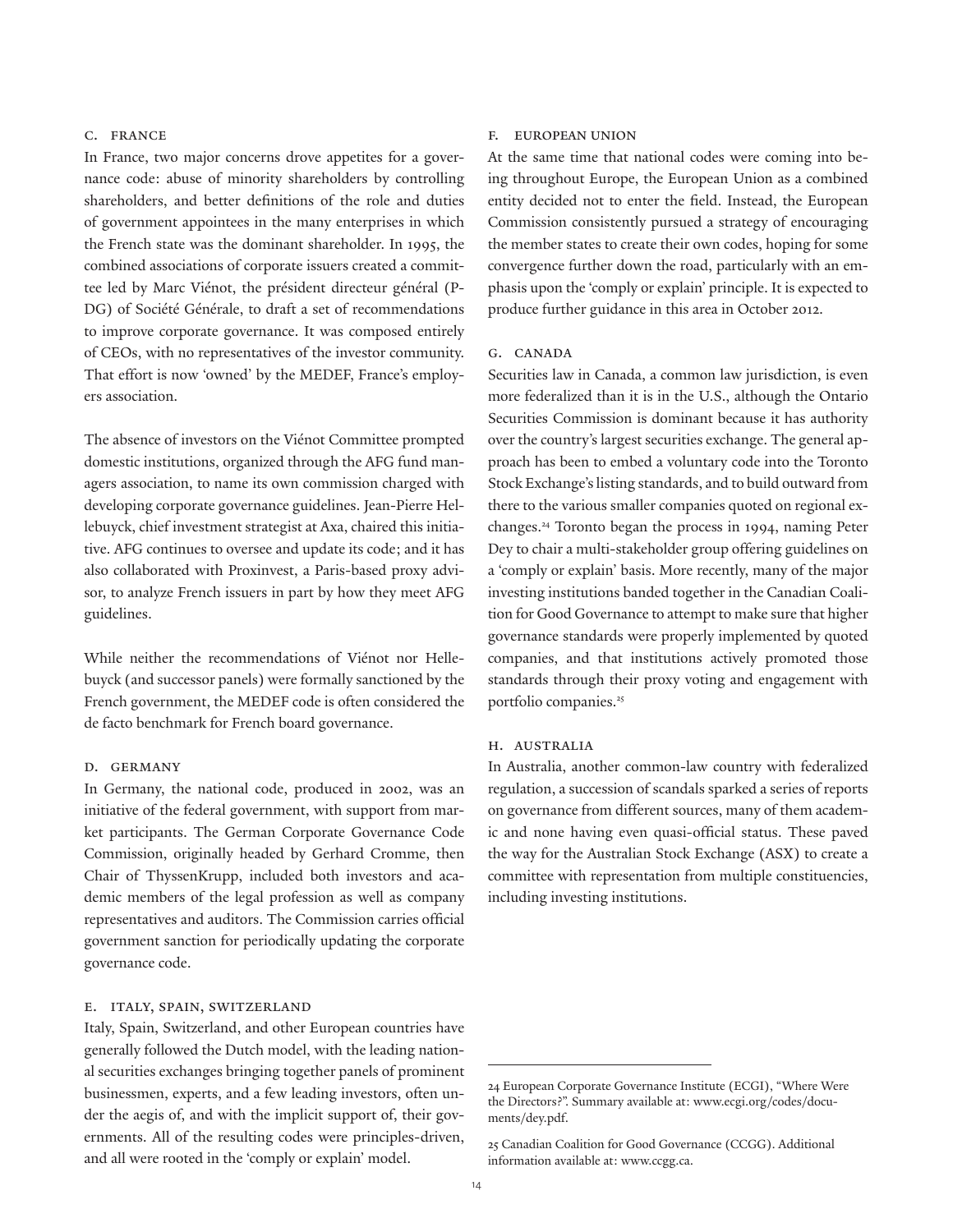### C. France

In France, two major concerns drove appetites for a governance code: abuse of minority shareholders by controlling shareholders, and better definitions of the role and duties of government appointees in the many enterprises in which the French state was the dominant shareholder. In 1995, the combined associations of corporate issuers created a committee led by Marc Viénot, the président directeur général (P-DG) of Société Générale, to draft a set of recommendations to improve corporate governance. It was composed entirely of CEOs, with no representatives of the investor community. That effort is now 'owned' by the MEDEF, France's employers association.

The absence of investors on the Viénot Committee prompted domestic institutions, organized through the AFG fund managers association, to name its own commission charged with developing corporate governance guidelines. Jean-Pierre Hellebuyck, chief investment strategist at Axa, chaired this initiative. AFG continues to oversee and update its code; and it has also collaborated with Proxinvest, a Paris-based proxy advisor, to analyze French issuers in part by how they meet AFG guidelines.

While neither the recommendations of Viénot nor Hellebuyck (and successor panels) were formally sanctioned by the French government, the MEDEF code is often considered the de facto benchmark for French board governance.

### D. Germany

In Germany, the national code, produced in 2002, was an initiative of the federal government, with support from market participants. The German Corporate Governance Code Commission, originally headed by Gerhard Cromme, then Chair of ThyssenKrupp, included both investors and academic members of the legal profession as well as company representatives and auditors. The Commission carries official government sanction for periodically updating the corporate governance code.

### E. Italy, Spain, Switzerland

Italy, Spain, Switzerland, and other European countries have generally followed the Dutch model, with the leading national securities exchanges bringing together panels of prominent businessmen, experts, and a few leading investors, often under the aegis of, and with the implicit support of, their governments. All of the resulting codes were principles-driven, and all were rooted in the 'comply or explain' model.

### F. European Union

At the same time that national codes were coming into being throughout Europe, the European Union as a combined entity decided not to enter the field. Instead, the European Commission consistently pursued a strategy of encouraging the member states to create their own codes, hoping for some convergence further down the road, particularly with an emphasis upon the 'comply or explain' principle. It is expected to produce further guidance in this area in October 2012.

### G. Canada

Securities law in Canada, a common law jurisdiction, is even more federalized than it is in the U.S., although the Ontario Securities Commission is dominant because it has authority over the country's largest securities exchange. The general approach has been to embed a voluntary code into the Toronto Stock Exchange's listing standards, and to build outward from there to the various smaller companies quoted on regional exchanges.[24] Toronto began the process in 1994, naming Peter Dey to chair a multi-stakeholder group offering guidelines on a 'comply or explain' basis. More recently, many of the major investing institutions banded together in the Canadian Coalition for Good Governance to attempt to make sure that higher governance standards were properly implemented by quoted companies, and that institutions actively promoted those standards through their proxy voting and engagement with portfolio companies.[25]

### H. Australia

In Australia, another common-law country with federalized regulation, a succession of scandals sparked a series of reports on governance from different sources, many of them academic and none having even quasi-official status. These paved the way for the Australian Stock Exchange (ASX) to create a committee with representation from multiple constituencies, including investing institutions.

---

24 European Corporate Governance Institute (ECGI), "Where Were the Directors?". Summary available at: www.ecgi.org/codes/documents/dey.pdf.

25 Canadian Coalition for Good Governance (CCGG). Additional information available at: www.ccgg.ca.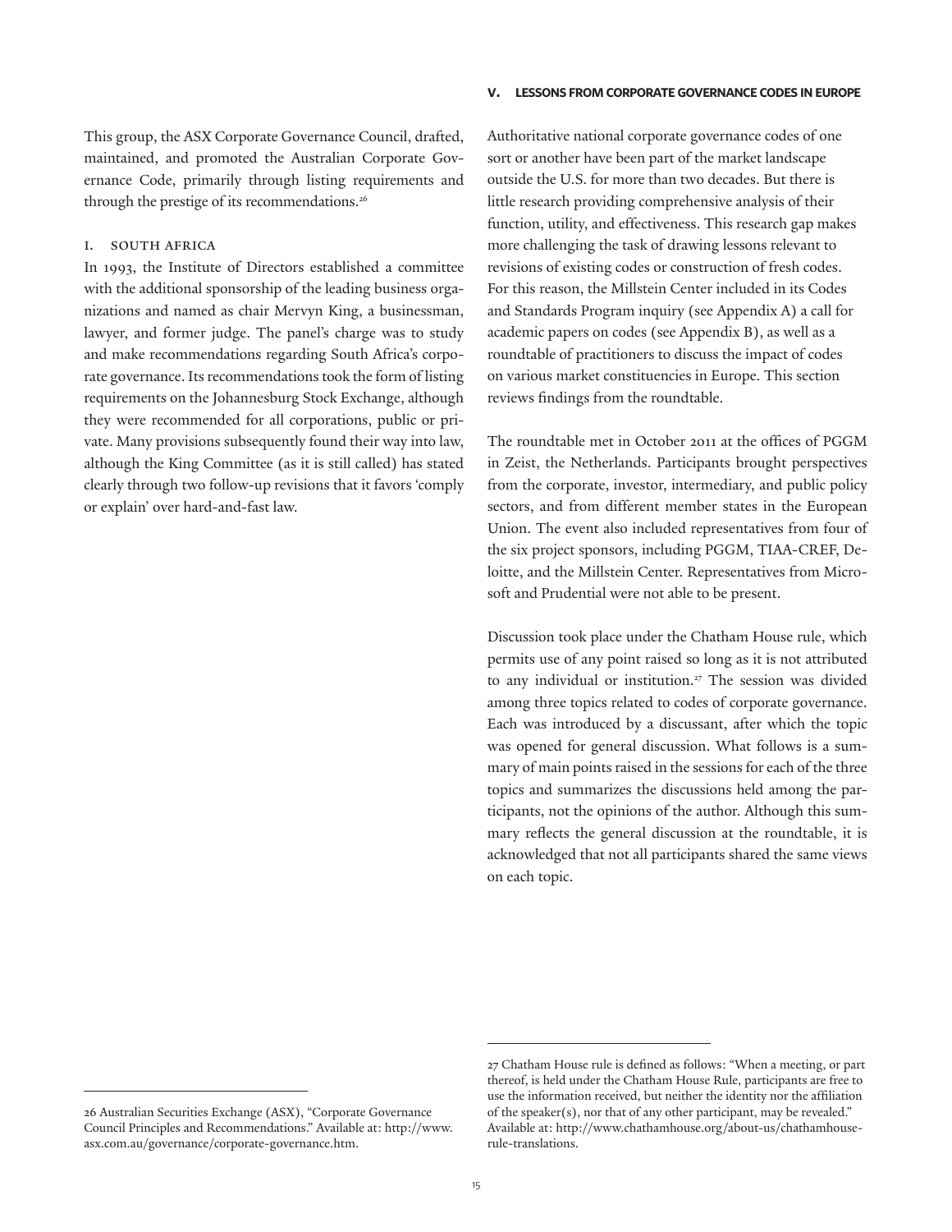This group, the ASX Corporate Governance Council, drafted, maintained, and promoted the Australian Corporate Governance Code, primarily through listing requirements and through the prestige of its recommendations.[26]

### I. SOUTH AFRICA

In 1993, the Institute of Directors established a committee with the additional sponsorship of the leading business organizations and named as chair Mervyn King, a businessman, lawyer, and former judge. The panel's charge was to study and make recommendations regarding South Africa's corporate governance. Its recommendations took the form of listing requirements on the Johannesburg Stock Exchange, although they were recommended for all corporations, public or private. Many provisions subsequently found their way into law, although the King Committee (as it is still called) has stated clearly through two follow-up revisions that it favors 'comply or explain' over hard-and-fast law.

## V. LESSONS FROM CORPORATE GOVERNANCE CODES IN EUROPE

Authoritative national corporate governance codes of one sort or another have been part of the market landscape outside the U.S. for more than two decades. But there is little research providing comprehensive analysis of their function, utility, and effectiveness. This research gap makes more challenging the task of drawing lessons relevant to revisions of existing codes or construction of fresh codes. For this reason, the Millstein Center included in its Codes and Standards Program inquiry (see Appendix A) a call for academic papers on codes (see Appendix B), as well as a roundtable of practitioners to discuss the impact of codes on various market constituencies in Europe. This section reviews findings from the roundtable.

The roundtable met in October 2011 at the offices of PGGM in Zeist, the Netherlands. Participants brought perspectives from the corporate, investor, intermediary, and public policy sectors, and from different member states in the European Union. The event also included representatives from four of the six project sponsors, including PGGM, TIAA-CREF, Deloitte, and the Millstein Center. Representatives from Microsoft and Prudential were not able to be present.

Discussion took place under the Chatham House rule, which permits use of any point raised so long as it is not attributed to any individual or institution.[27] The session was divided among three topics related to codes of corporate governance. Each was introduced by a discussant, after which the topic was opened for general discussion. What follows is a summary of main points raised in the sessions for each of the three topics and summarizes the discussions held among the participants, not the opinions of the author. Although this summary reflects the general discussion at the roundtable, it is acknowledged that not all participants shared the same views on each topic.

---

26 Australian Securities Exchange (ASX), "Corporate Governance Council Principles and Recommendations." Available at: http://www.asx.com.au/governance/corporate-governance.htm.

27 Chatham House rule is defined as follows: "When a meeting, or part thereof, is held under the Chatham House Rule, participants are free to use the information received, but neither the identity nor the affiliation of the speaker(s), nor that of any other participant, may be revealed." Available at: http://www.chathamhouse.org/about-us/chathamhouse-rule-translations.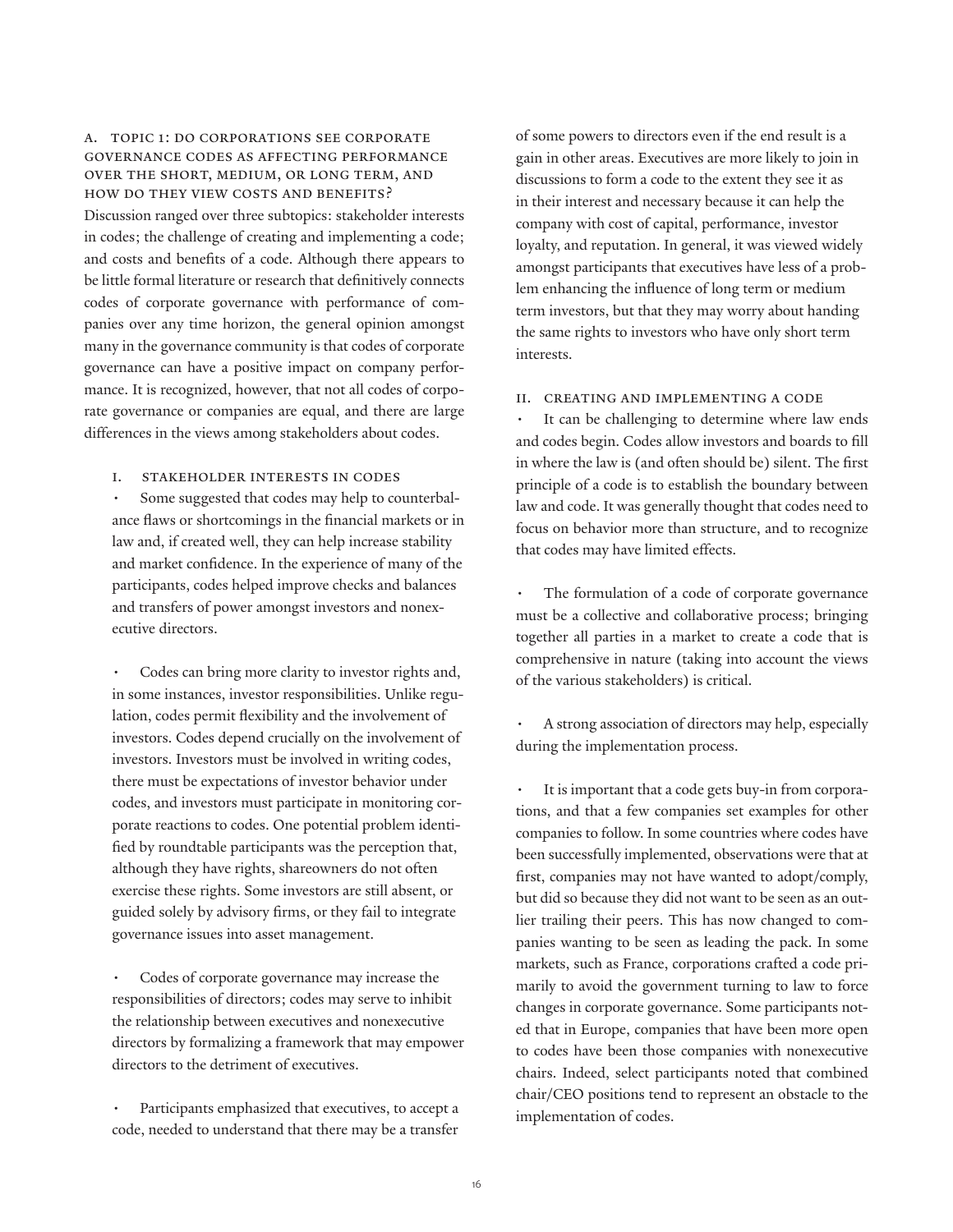### A. Topic 1: Do corporations see corporate governance codes as affecting performance over the short, medium, or long term, and how do they view costs and benefits?

Discussion ranged over three subtopics: stakeholder interests in codes; the challenge of creating and implementing a code; and costs and benefits of a code. Although there appears to be little formal literature or research that definitively connects codes of corporate governance with performance of companies over any time horizon, the general opinion amongst many in the governance community is that codes of corporate governance can have a positive impact on company performance. It is recognized, however, that not all codes of corporate governance or companies are equal, and there are large differences in the views among stakeholders about codes.

#### i. Stakeholder interests in codes

- Some suggested that codes may help to counterbalance flaws or shortcomings in the financial markets or in law and, if created well, they can help increase stability and market confidence. In the experience of many of the participants, codes helped improve checks and balances and transfers of power amongst investors and nonexecutive directors.

- Codes can bring more clarity to investor rights and, in some instances, investor responsibilities. Unlike regulation, codes permit flexibility and the involvement of investors. Codes depend crucially on the involvement of investors. Investors must be involved in writing codes, there must be expectations of investor behavior under codes, and investors must participate in monitoring corporate reactions to codes. One potential problem identified by roundtable participants was the perception that, although they have rights, shareowners do not often exercise these rights. Some investors are still absent, or guided solely by advisory firms, or they fail to integrate governance issues into asset management.

- Codes of corporate governance may increase the responsibilities of directors; codes may serve to inhibit the relationship between executives and nonexecutive directors by formalizing a framework that may empower directors to the detriment of executives.

- Participants emphasized that executives, to accept a code, needed to understand that there may be a transfer of some powers to directors even if the end result is a gain in other areas. Executives are more likely to join in discussions to form a code to the extent they see it as in their interest and necessary because it can help the company with cost of capital, performance, investor loyalty, and reputation. In general, it was viewed widely amongst participants that executives have less of a problem enhancing the influence of long term or medium term investors, but that they may worry about handing the same rights to investors who have only short term interests.

#### ii. Creating and implementing a code

- It can be challenging to determine where law ends and codes begin. Codes allow investors and boards to fill in where the law is (and often should be) silent. The first principle of a code is to establish the boundary between law and code. It was generally thought that codes need to focus on behavior more than structure, and to recognize that codes may have limited effects.

- The formulation of a code of corporate governance must be a collective and collaborative process; bringing together all parties in a market to create a code that is comprehensive in nature (taking into account the views of the various stakeholders) is critical.

- A strong association of directors may help, especially during the implementation process.

- It is important that a code gets buy-in from corporations, and that a few companies set examples for other companies to follow. In some countries where codes have been successfully implemented, observations were that at first, companies may not have wanted to adopt/comply, but did so because they did not want to be seen as an outlier trailing their peers. This has now changed to companies wanting to be seen as leading the pack. In some markets, such as France, corporations crafted a code primarily to avoid the government turning to law to force changes in corporate governance. Some participants noted that in Europe, companies that have been more open to codes have been those companies with nonexecutive chairs. Indeed, select participants noted that combined chair/CEO positions tend to represent an obstacle to the implementation of codes.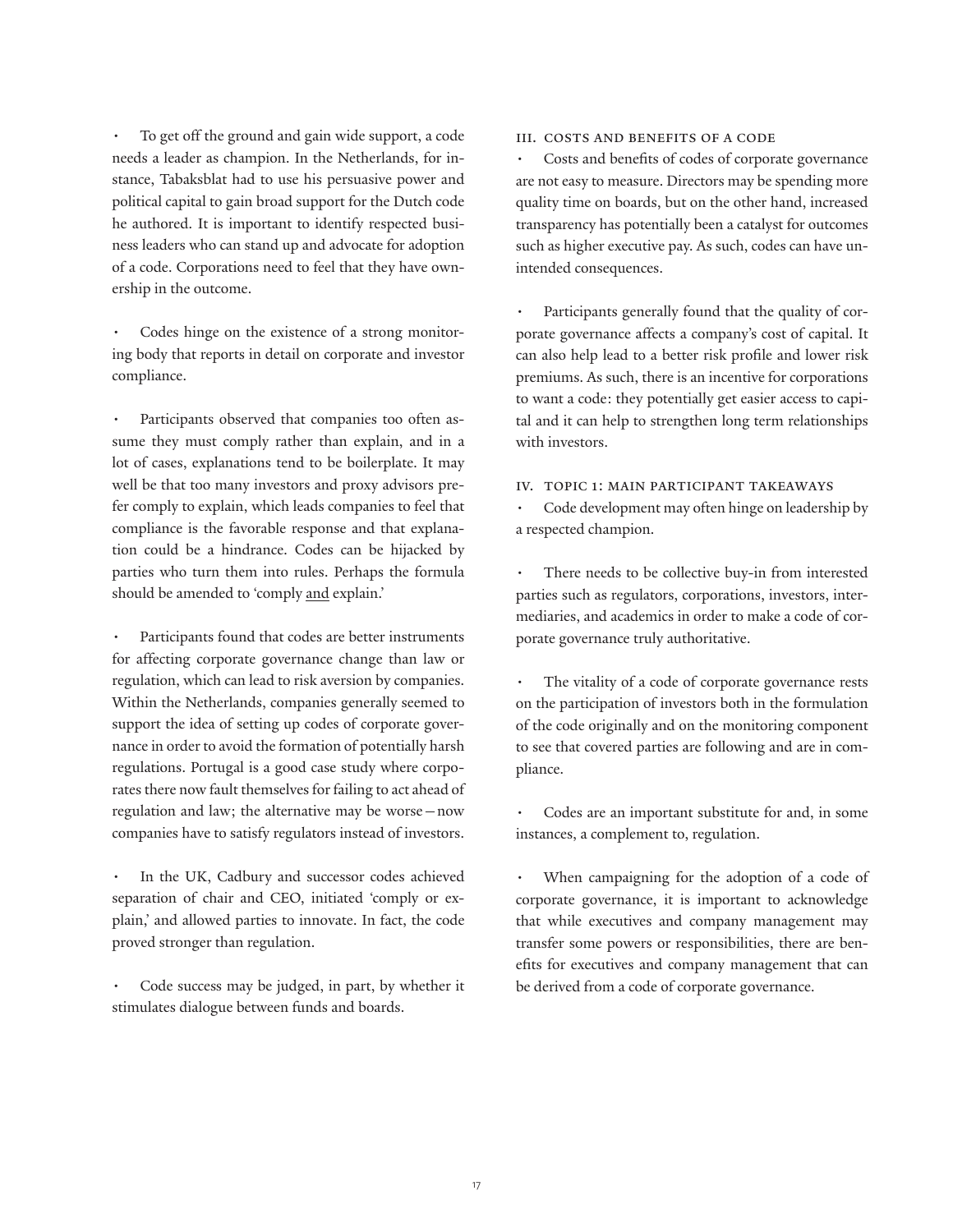- To get off the ground and gain wide support, a code needs a leader as champion. In the Netherlands, for instance, Tabaksblat had to use his persuasive power and political capital to gain broad support for the Dutch code he authored. It is important to identify respected business leaders who can stand up and advocate for adoption of a code. Corporations need to feel that they have ownership in the outcome.

- Codes hinge on the existence of a strong monitoring body that reports in detail on corporate and investor compliance.

- Participants observed that companies too often assume they must comply rather than explain, and in a lot of cases, explanations tend to be boilerplate. It may well be that too many investors and proxy advisors prefer comply to explain, which leads companies to feel that compliance is the favorable response and that explanation could be a hindrance. Codes can be hijacked by parties who turn them into rules. Perhaps the formula should be amended to 'comply <u>and</u> explain.'

- Participants found that codes are better instruments for affecting corporate governance change than law or regulation, which can lead to risk aversion by companies. Within the Netherlands, companies generally seemed to support the idea of setting up codes of corporate governance in order to avoid the formation of potentially harsh regulations. Portugal is a good case study where corporates there now fault themselves for failing to act ahead of regulation and law; the alternative may be worse—now companies have to satisfy regulators instead of investors.

- In the UK, Cadbury and successor codes achieved separation of chair and CEO, initiated 'comply or explain,' and allowed parties to innovate. In fact, the code proved stronger than regulation.

- Code success may be judged, in part, by whether it stimulates dialogue between funds and boards.

## III. Costs and Benefits of a Code

- Costs and benefits of codes of corporate governance are not easy to measure. Directors may be spending more quality time on boards, but on the other hand, increased transparency has potentially been a catalyst for outcomes such as higher executive pay. As such, codes can have unintended consequences.

- Participants generally found that the quality of corporate governance affects a company's cost of capital. It can also help lead to a better risk profile and lower risk premiums. As such, there is an incentive for corporations to want a code: they potentially get easier access to capital and it can help to strengthen long term relationships with investors.

## IV. Topic 1: Main Participant Takeaways

- Code development may often hinge on leadership by a respected champion.

- There needs to be collective buy-in from interested parties such as regulators, corporations, investors, intermediaries, and academics in order to make a code of corporate governance truly authoritative.

- The vitality of a code of corporate governance rests on the participation of investors both in the formulation of the code originally and on the monitoring component to see that covered parties are following and are in compliance.

- Codes are an important substitute for and, in some instances, a complement to, regulation.

- When campaigning for the adoption of a code of corporate governance, it is important to acknowledge that while executives and company management may transfer some powers or responsibilities, there are benefits for executives and company management that can be derived from a code of corporate governance.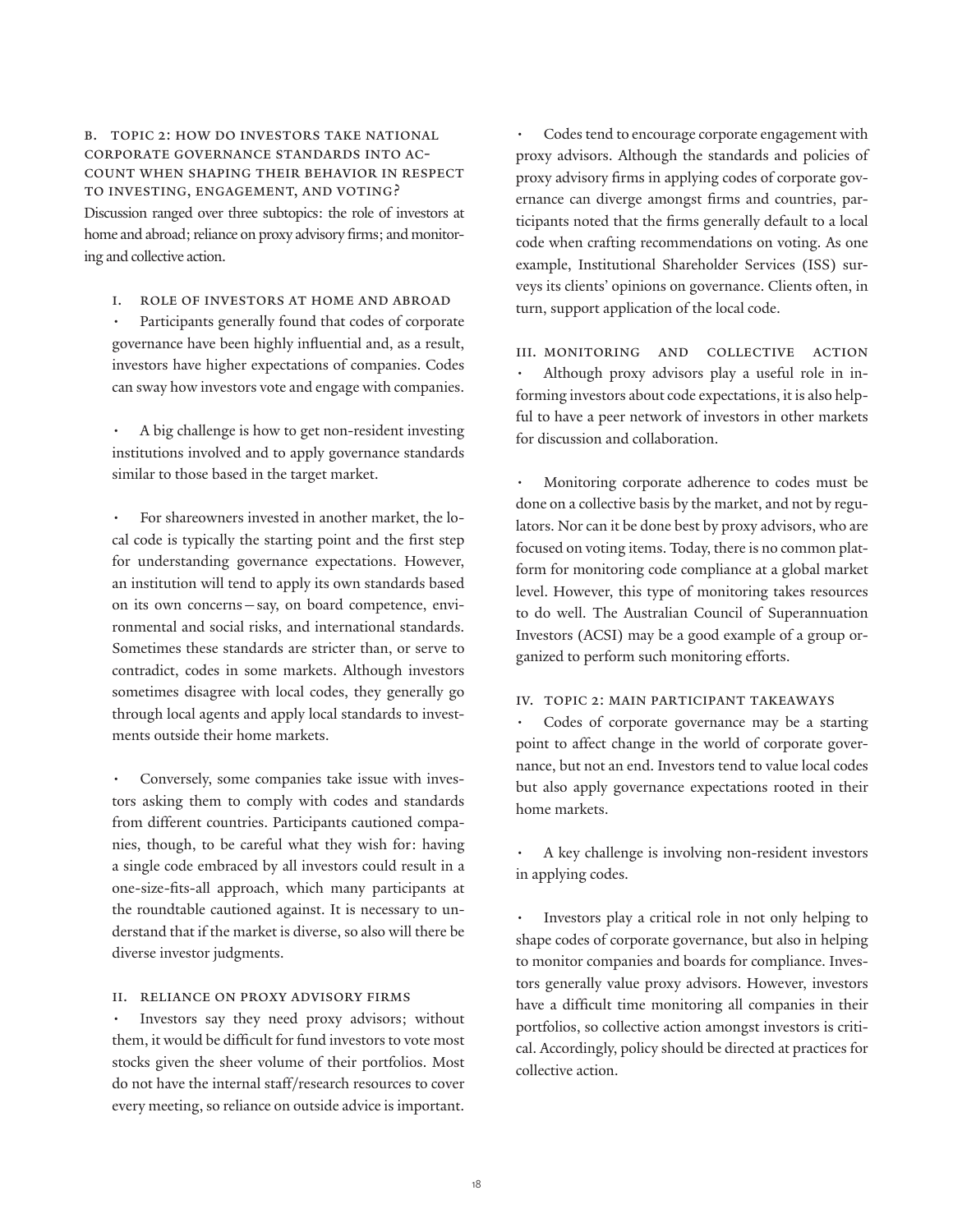## B. Topic 2: How do investors take national corporate governance standards into account when shaping their behavior in respect to investing, engagement, and voting?

Discussion ranged over three subtopics: the role of investors at home and abroad; reliance on proxy advisory firms; and monitoring and collective action.

### I. Role of investors at home and abroad

- Participants generally found that codes of corporate governance have been highly influential and, as a result, investors have higher expectations of companies. Codes can sway how investors vote and engage with companies.

- A big challenge is how to get non-resident investing institutions involved and to apply governance standards similar to those based in the target market.

- For shareowners invested in another market, the local code is typically the starting point and the first step for understanding governance expectations. However, an institution will tend to apply its own standards based on its own concerns—say, on board competence, environmental and social risks, and international standards. Sometimes these standards are stricter than, or serve to contradict, codes in some markets. Although investors sometimes disagree with local codes, they generally go through local agents and apply local standards to investments outside their home markets.

- Conversely, some companies take issue with investors asking them to comply with codes and standards from different countries. Participants cautioned companies, though, to be careful what they wish for: having a single code embraced by all investors could result in a one-size-fits-all approach, which many participants at the roundtable cautioned against. It is necessary to understand that if the market is diverse, so also will there be diverse investor judgments.

### II. Reliance on proxy advisory firms

- Investors say they need proxy advisors; without them, it would be difficult for fund investors to vote most stocks given the sheer volume of their portfolios. Most do not have the internal staff/research resources to cover every meeting, so reliance on outside advice is important.

- Codes tend to encourage corporate engagement with proxy advisors. Although the standards and policies of proxy advisory firms in applying codes of corporate governance can diverge amongst firms and countries, participants noted that the firms generally default to a local code when crafting recommendations on voting. As one example, Institutional Shareholder Services (ISS) surveys its clients' opinions on governance. Clients often, in turn, support application of the local code.

### III. Monitoring and collective action

- Although proxy advisors play a useful role in informing investors about code expectations, it is also helpful to have a peer network of investors in other markets for discussion and collaboration.

- Monitoring corporate adherence to codes must be done on a collective basis by the market, and not by regulators. Nor can it be done best by proxy advisors, who are focused on voting items. Today, there is no common platform for monitoring code compliance at a global market level. However, this type of monitoring takes resources to do well. The Australian Council of Superannuation Investors (ACSI) may be a good example of a group organized to perform such monitoring efforts.

### IV. Topic 2: Main participant takeaways

- Codes of corporate governance may be a starting point to affect change in the world of corporate governance, but not an end. Investors tend to value local codes but also apply governance expectations rooted in their home markets.

- A key challenge is involving non-resident investors in applying codes.

- Investors play a critical role in not only helping to shape codes of corporate governance, but also in helping to monitor companies and boards for compliance. Investors generally value proxy advisors. However, investors have a difficult time monitoring all companies in their portfolios, so collective action amongst investors is critical. Accordingly, policy should be directed at practices for collective action.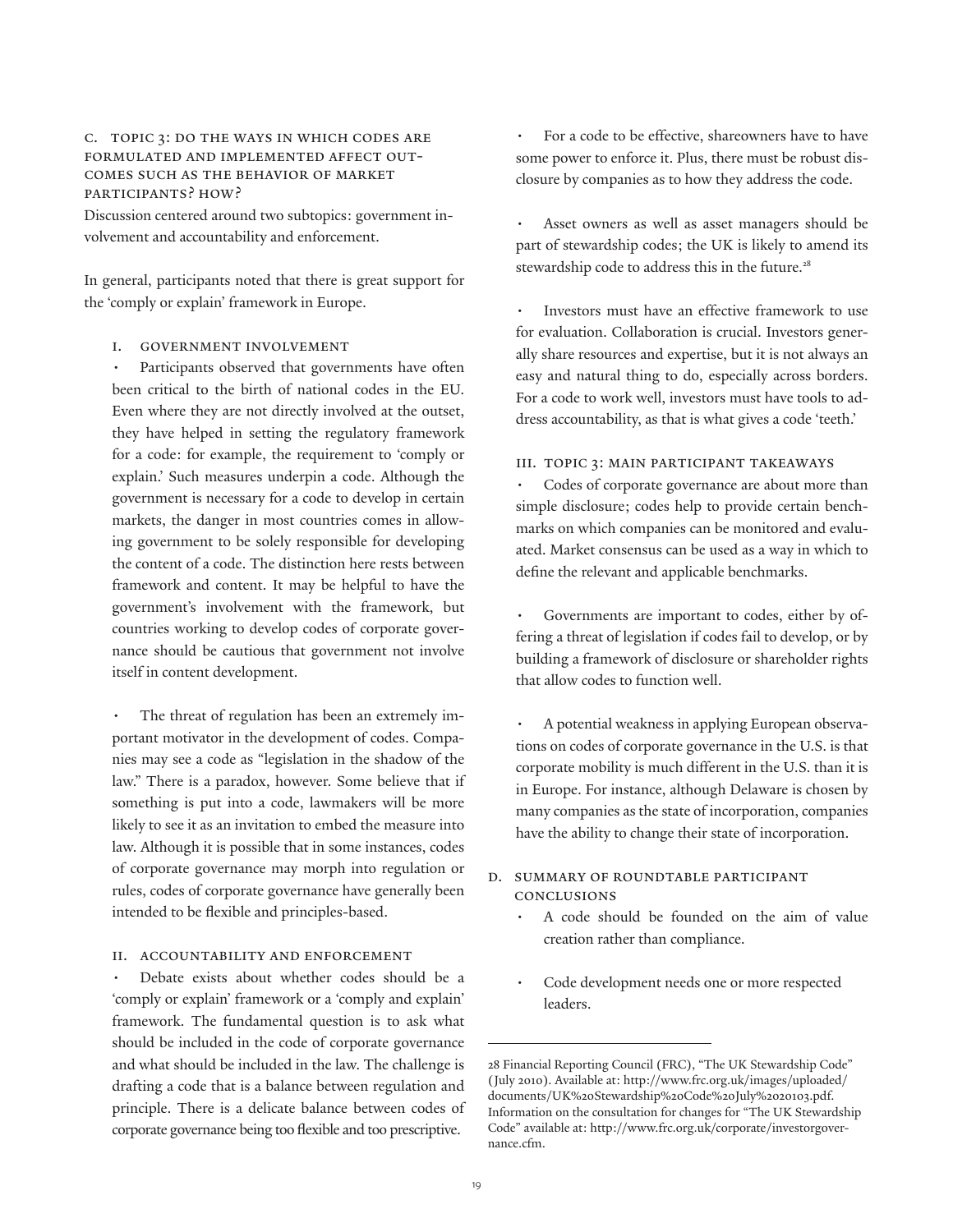### C. Topic 3: Do the ways in which codes are formulated and implemented affect outcomes such as the behavior of market participants? How?

Discussion centered around two subtopics: government involvement and accountability and enforcement.

In general, participants noted that there is great support for the 'comply or explain' framework in Europe.

#### i. Government Involvement

- Participants observed that governments have often been critical to the birth of national codes in the EU. Even where they are not directly involved at the outset, they have helped in setting the regulatory framework for a code: for example, the requirement to 'comply or explain.' Such measures underpin a code. Although the government is necessary for a code to develop in certain markets, the danger in most countries comes in allowing government to be solely responsible for developing the content of a code. The distinction here rests between framework and content. It may be helpful to have the government's involvement with the framework, but countries working to develop codes of corporate governance should be cautious that government not involve itself in content development.

- The threat of regulation has been an extremely important motivator in the development of codes. Companies may see a code as "legislation in the shadow of the law." There is a paradox, however. Some believe that if something is put into a code, lawmakers will be more likely to see it as an invitation to embed the measure into law. Although it is possible that in some instances, codes of corporate governance may morph into regulation or rules, codes of corporate governance have generally been intended to be flexible and principles-based.

#### ii. Accountability and Enforcement

- Debate exists about whether codes should be a 'comply or explain' framework or a 'comply and explain' framework. The fundamental question is to ask what should be included in the code of corporate governance and what should be included in the law. The challenge is drafting a code that is a balance between regulation and principle. There is a delicate balance between codes of corporate governance being too flexible and too prescriptive.

- For a code to be effective, shareowners have to have some power to enforce it. Plus, there must be robust disclosure by companies as to how they address the code.

- Asset owners as well as asset managers should be part of stewardship codes; the UK is likely to amend its stewardship code to address this in the future.[28]

- Investors must have an effective framework to use for evaluation. Collaboration is crucial. Investors generally share resources and expertise, but it is not always an easy and natural thing to do, especially across borders. For a code to work well, investors must have tools to address accountability, as that is what gives a code 'teeth.'

#### iii. Topic 3: Main Participant Takeaways

- Codes of corporate governance are about more than simple disclosure; codes help to provide certain benchmarks on which companies can be monitored and evaluated. Market consensus can be used as a way in which to define the relevant and applicable benchmarks.

- Governments are important to codes, either by offering a threat of legislation if codes fail to develop, or by building a framework of disclosure or shareholder rights that allow codes to function well.

- A potential weakness in applying European observations on codes of corporate governance in the U.S. is that corporate mobility is much different in the U.S. than it is in Europe. For instance, although Delaware is chosen by many companies as the state of incorporation, companies have the ability to change their state of incorporation.

### D. Summary of Roundtable Participant Conclusions

- A code should be founded on the aim of value creation rather than compliance.

- Code development needs one or more respected leaders.

---

28 Financial Reporting Council (FRC), "The UK Stewardship Code" (July 2010). Available at: http://www.frc.org.uk/images/uploaded/documents/UK%20Stewardship%20Code%20July%2020103.pdf. Information on the consultation for changes for "The UK Stewardship Code" available at: http://www.frc.org.uk/corporate/investorgovernance.cfm.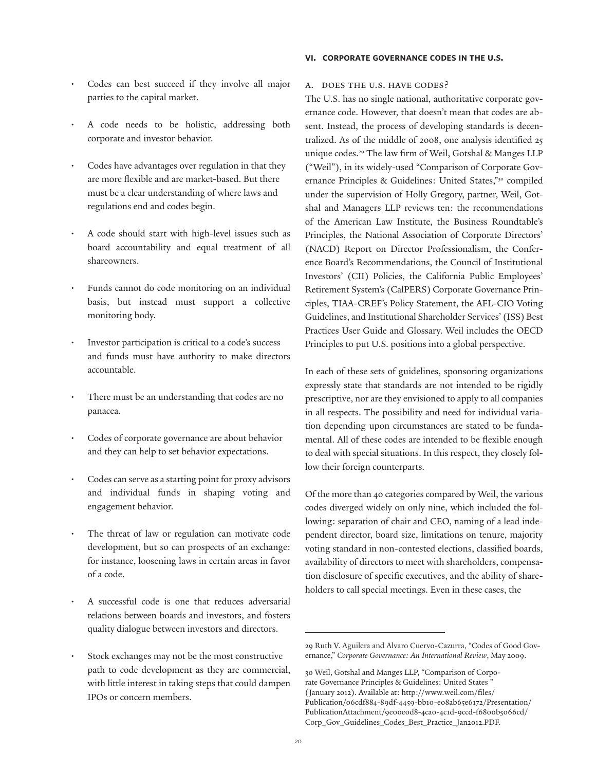- Codes can best succeed if they involve all major parties to the capital market.
- A code needs to be holistic, addressing both corporate and investor behavior.
- Codes have advantages over regulation in that they are more flexible and are market-based. But there must be a clear understanding of where laws and regulations end and codes begin.
- A code should start with high-level issues such as board accountability and equal treatment of all shareowners.
- Funds cannot do code monitoring on an individual basis, but instead must support a collective monitoring body.
- Investor participation is critical to a code's success and funds must have authority to make directors accountable.
- There must be an understanding that codes are no panacea.
- Codes of corporate governance are about behavior and they can help to set behavior expectations.
- Codes can serve as a starting point for proxy advisors and individual funds in shaping voting and engagement behavior.
- The threat of law or regulation can motivate code development, but so can prospects of an exchange: for instance, loosening laws in certain areas in favor of a code.
- A successful code is one that reduces adversarial relations between boards and investors, and fosters quality dialogue between investors and directors.
- Stock exchanges may not be the most constructive path to code development as they are commercial, with little interest in taking steps that could dampen IPOs or concern members.

## VI. CORPORATE GOVERNANCE CODES IN THE U.S.

### A. Does the U.S. Have Codes?

The U.S. has no single national, authoritative corporate governance code. However, that doesn't mean that codes are absent. Instead, the process of developing standards is decentralized. As of the middle of 2008, one analysis identified 25 unique codes.[29] The law firm of Weil, Gotshal & Manges LLP ("Weil"), in its widely-used "Comparison of Corporate Governance Principles & Guidelines: United States,"[30] compiled under the supervision of Holly Gregory, partner, Weil, Gotshal and Managers LLP reviews ten: the recommendations of the American Law Institute, the Business Roundtable's Principles, the National Association of Corporate Directors' (NACD) Report on Director Professionalism, the Conference Board's Recommendations, the Council of Institutional Investors' (CII) Policies, the California Public Employees' Retirement System's (CalPERS) Corporate Governance Principles, TIAA-CREF's Policy Statement, the AFL-CIO Voting Guidelines, and Institutional Shareholder Services' (ISS) Best Practices User Guide and Glossary. Weil includes the OECD Principles to put U.S. positions into a global perspective.

In each of these sets of guidelines, sponsoring organizations expressly state that standards are not intended to be rigidly prescriptive, nor are they envisioned to apply to all companies in all respects. The possibility and need for individual variation depending upon circumstances are stated to be fundamental. All of these codes are intended to be flexible enough to deal with special situations. In this respect, they closely follow their foreign counterparts.

Of the more than 40 categories compared by Weil, the various codes diverged widely on only nine, which included the following: separation of chair and CEO, naming of a lead independent director, board size, limitations on tenure, majority voting standard in non-contested elections, classified boards, availability of directors to meet with shareholders, compensation disclosure of specific executives, and the ability of shareholders to call special meetings. Even in these cases, the

---

29 Ruth V. Aguilera and Alvaro Cuervo-Cazurra, "Codes of Good Governance," *Corporate Governance: An International Review*, May 2009.

30 Weil, Gotshal and Manges LLP, "Comparison of Corporate Governance Principles & Guidelines: United States " (January 2012). Available at: http://www.weil.com/files/Publication/06cdf884-89df-4459-bb10-e08ab65e6172/Presentation/PublicationAttachment/9e00e0d8-4ca0-4c1d-9ccd-f6800b5066cd/Corp_Gov_Guidelines_Codes_Best_Practice_Jan2012.PDF.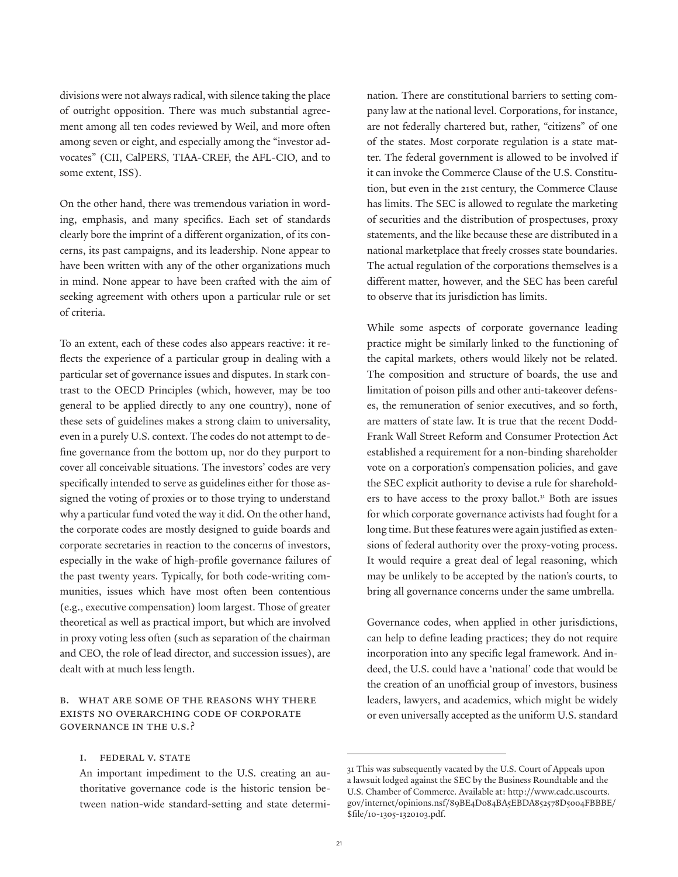divisions were not always radical, with silence taking the place of outright opposition. There was much substantial agreement among all ten codes reviewed by Weil, and more often among seven or eight, and especially among the "investor advocates" (CII, CalPERS, TIAA-CREF, the AFL-CIO, and to some extent, ISS).

On the other hand, there was tremendous variation in wording, emphasis, and many specifics. Each set of standards clearly bore the imprint of a different organization, of its concerns, its past campaigns, and its leadership. None appear to have been written with any of the other organizations much in mind. None appear to have been crafted with the aim of seeking agreement with others upon a particular rule or set of criteria.

To an extent, each of these codes also appears reactive: it reflects the experience of a particular group in dealing with a particular set of governance issues and disputes. In stark contrast to the OECD Principles (which, however, may be too general to be applied directly to any one country), none of these sets of guidelines makes a strong claim to universality, even in a purely U.S. context. The codes do not attempt to define governance from the bottom up, nor do they purport to cover all conceivable situations. The investors' codes are very specifically intended to serve as guidelines either for those assigned the voting of proxies or to those trying to understand why a particular fund voted the way it did. On the other hand, the corporate codes are mostly designed to guide boards and corporate secretaries in reaction to the concerns of investors, especially in the wake of high-profile governance failures of the past twenty years. Typically, for both code-writing communities, issues which have most often been contentious (e.g., executive compensation) loom largest. Those of greater theoretical as well as practical import, but which are involved in proxy voting less often (such as separation of the chairman and CEO, the role of lead director, and succession issues), are dealt with at much less length.

## B. What are some of the reasons why there exists no overarching code of corporate governance in the U.S.?

### i. Federal v. State

An important impediment to the U.S. creating an authoritative governance code is the historic tension between nation-wide standard-setting and state determination. There are constitutional barriers to setting company law at the national level. Corporations, for instance, are not federally chartered but, rather, "citizens" of one of the states. Most corporate regulation is a state matter. The federal government is allowed to be involved if it can invoke the Commerce Clause of the U.S. Constitution, but even in the 21st century, the Commerce Clause has limits. The SEC is allowed to regulate the marketing of securities and the distribution of prospectuses, proxy statements, and the like because these are distributed in a national marketplace that freely crosses state boundaries. The actual regulation of the corporations themselves is a different matter, however, and the SEC has been careful to observe that its jurisdiction has limits.

While some aspects of corporate governance leading practice might be similarly linked to the functioning of the capital markets, others would likely not be related. The composition and structure of boards, the use and limitation of poison pills and other anti-takeover defenses, the remuneration of senior executives, and so forth, are matters of state law. It is true that the recent Dodd-Frank Wall Street Reform and Consumer Protection Act established a requirement for a non-binding shareholder vote on a corporation's compensation policies, and gave the SEC explicit authority to devise a rule for shareholders to have access to the proxy ballot.[31] Both are issues for which corporate governance activists had fought for a long time. But these features were again justified as extensions of federal authority over the proxy-voting process. It would require a great deal of legal reasoning, which may be unlikely to be accepted by the nation's courts, to bring all governance concerns under the same umbrella.

Governance codes, when applied in other jurisdictions, can help to define leading practices; they do not require incorporation into any specific legal framework. And indeed, the U.S. could have a 'national' code that would be the creation of an unofficial group of investors, business leaders, lawyers, and academics, which might be widely or even universally accepted as the uniform U.S. standard

---

31 This was subsequently vacated by the U.S. Court of Appeals upon a lawsuit lodged against the SEC by the Business Roundtable and the U.S. Chamber of Commerce. Available at: http://www.cadc.uscourts.gov/internet/opinions.nsf/89BE4D084BA5EBDA852578D5004FBBBE/$file/10-1305-1320103.pdf.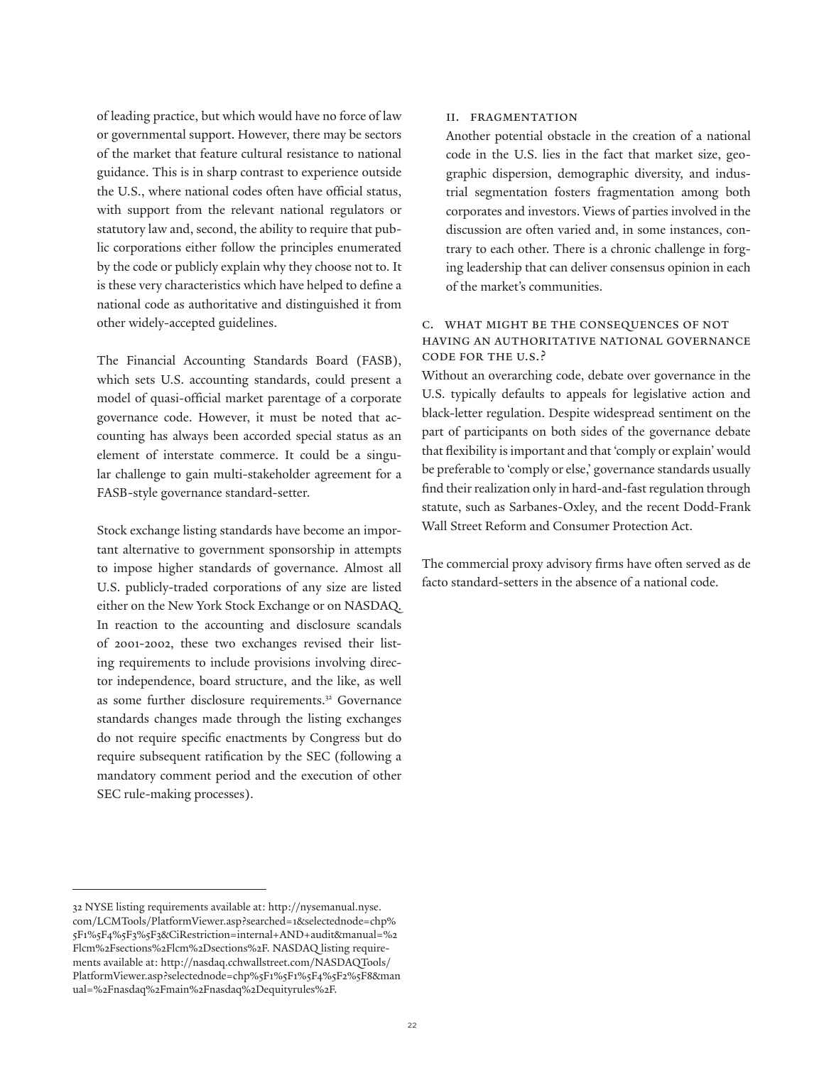of leading practice, but which would have no force of law or governmental support. However, there may be sectors of the market that feature cultural resistance to national guidance. This is in sharp contrast to experience outside the U.S., where national codes often have official status, with support from the relevant national regulators or statutory law and, second, the ability to require that public corporations either follow the principles enumerated by the code or publicly explain why they choose not to. It is these very characteristics which have helped to define a national code as authoritative and distinguished it from other widely-accepted guidelines.

The Financial Accounting Standards Board (FASB), which sets U.S. accounting standards, could present a model of quasi-official market parentage of a corporate governance code. However, it must be noted that accounting has always been accorded special status as an element of interstate commerce. It could be a singular challenge to gain multi-stakeholder agreement for a FASB-style governance standard-setter.

Stock exchange listing standards have become an important alternative to government sponsorship in attempts to impose higher standards of governance. Almost all U.S. publicly-traded corporations of any size are listed either on the New York Stock Exchange or on NASDAQ. In reaction to the accounting and disclosure scandals of 2001-2002, these two exchanges revised their listing requirements to include provisions involving director independence, board structure, and the like, as well as some further disclosure requirements.[32] Governance standards changes made through the listing exchanges do not require specific enactments by Congress but do require subsequent ratification by the SEC (following a mandatory comment period and the execution of other SEC rule-making processes).

#### II. FRAGMENTATION

Another potential obstacle in the creation of a national code in the U.S. lies in the fact that market size, geographic dispersion, demographic diversity, and industrial segmentation fosters fragmentation among both corporates and investors. Views of parties involved in the discussion are often varied and, in some instances, contrary to each other. There is a chronic challenge in forging leadership that can deliver consensus opinion in each of the market's communities.

### C. WHAT MIGHT BE THE CONSEQUENCES OF NOT HAVING AN AUTHORITATIVE NATIONAL GOVERNANCE CODE FOR THE U.S.?

Without an overarching code, debate over governance in the U.S. typically defaults to appeals for legislative action and black-letter regulation. Despite widespread sentiment on the part of participants on both sides of the governance debate that flexibility is important and that 'comply or explain' would be preferable to 'comply or else,' governance standards usually find their realization only in hard-and-fast regulation through statute, such as Sarbanes-Oxley, and the recent Dodd-Frank Wall Street Reform and Consumer Protection Act.

The commercial proxy advisory firms have often served as de facto standard-setters in the absence of a national code.

---

32 NYSE listing requirements available at: http://nysemanual.nyse.com/LCMTools/PlatformViewer.asp?searched=1&selectednode=chp%5F1%5F4%5F3%5F3&CiRestriction=internal+AND+audit&manual=%2Flcm%2Fsections%2Flcm%2Dsections%2F. NASDAQ listing requirements available at: http://nasdaq.cchwallstreet.com/NASDAQTools/PlatformViewer.asp?selectednode=chp%5F1%5F1%5F4%5F2%5F8&manual=%2Fnasdaq%2Fmain%2Fnasdaq%2Dequityrules%2F.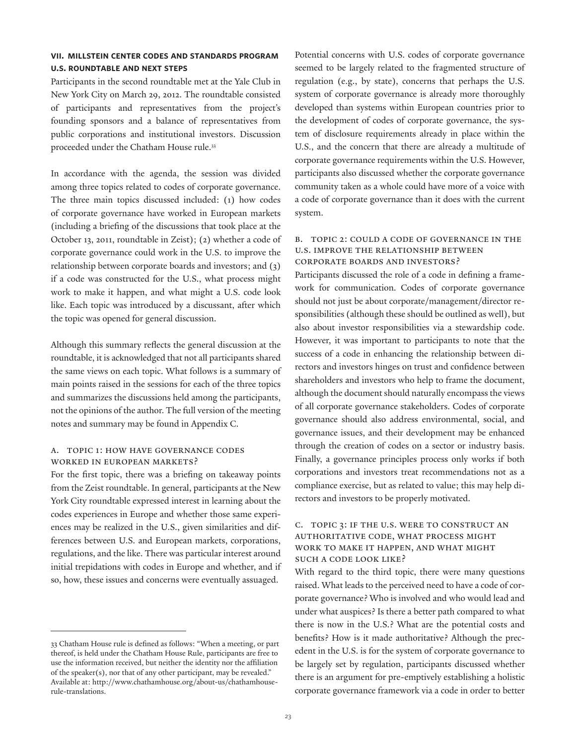## VII. MILLSTEIN CENTER CODES AND STANDARDS PROGRAM U.S. ROUNDTABLE AND NEXT STEPS

Participants in the second roundtable met at the Yale Club in New York City on March 29, 2012. The roundtable consisted of participants and representatives from the project's founding sponsors and a balance of representatives from public corporations and institutional investors. Discussion proceeded under the Chatham House rule.[33]

In accordance with the agenda, the session was divided among three topics related to codes of corporate governance. The three main topics discussed included: (1) how codes of corporate governance have worked in European markets (including a briefing of the discussions that took place at the October 13, 2011, roundtable in Zeist); (2) whether a code of corporate governance could work in the U.S. to improve the relationship between corporate boards and investors; and (3) if a code was constructed for the U.S., what process might work to make it happen, and what might a U.S. code look like. Each topic was introduced by a discussant, after which the topic was opened for general discussion.

Although this summary reflects the general discussion at the roundtable, it is acknowledged that not all participants shared the same views on each topic. What follows is a summary of main points raised in the sessions for each of the three topics and summarizes the discussions held among the participants, not the opinions of the author. The full version of the meeting notes and summary may be found in Appendix C.

### A. Topic 1: How have governance codes worked in European markets?

For the first topic, there was a briefing on takeaway points from the Zeist roundtable. In general, participants at the New York City roundtable expressed interest in learning about the codes experiences in Europe and whether those same experiences may be realized in the U.S., given similarities and differences between U.S. and European markets, corporations, regulations, and the like. There was particular interest around initial trepidations with codes in Europe and whether, and if so, how, these issues and concerns were eventually assuaged.

Potential concerns with U.S. codes of corporate governance seemed to be largely related to the fragmented structure of regulation (e.g., by state), concerns that perhaps the U.S. system of corporate governance is already more thoroughly developed than systems within European countries prior to the development of codes of corporate governance, the system of disclosure requirements already in place within the U.S., and the concern that there are already a multitude of corporate governance requirements within the U.S. However, participants also discussed whether the corporate governance community taken as a whole could have more of a voice with a code of corporate governance than it does with the current system.

### B. Topic 2: Could a code of governance in the U.S. improve the relationship between corporate boards and investors?

Participants discussed the role of a code in defining a framework for communication. Codes of corporate governance should not just be about corporate/management/director responsibilities (although these should be outlined as well), but also about investor responsibilities via a stewardship code. However, it was important to participants to note that the success of a code in enhancing the relationship between directors and investors hinges on trust and confidence between shareholders and investors who help to frame the document, although the document should naturally encompass the views of all corporate governance stakeholders. Codes of corporate governance should also address environmental, social, and governance issues, and their development may be enhanced through the creation of codes on a sector or industry basis. Finally, a governance principles process only works if both corporations and investors treat recommendations not as a compliance exercise, but as related to value; this may help directors and investors to be properly motivated.

### C. Topic 3: If the U.S. were to construct an authoritative code, what process might work to make it happen, and what might such a code look like?

With regard to the third topic, there were many questions raised. What leads to the perceived need to have a code of corporate governance? Who is involved and who would lead and under what auspices? Is there a better path compared to what there is now in the U.S.? What are the potential costs and benefits? How is it made authoritative? Although the precedent in the U.S. is for the system of corporate governance to be largely set by regulation, participants discussed whether there is an argument for pre-emptively establishing a holistic corporate governance framework via a code in order to better

---

33 Chatham House rule is defined as follows: "When a meeting, or part thereof, is held under the Chatham House Rule, participants are free to use the information received, but neither the identity nor the affiliation of the speaker(s), nor that of any other participant, may be revealed." Available at: http://www.chathamhouse.org/about-us/chathamhouse-rule-translations.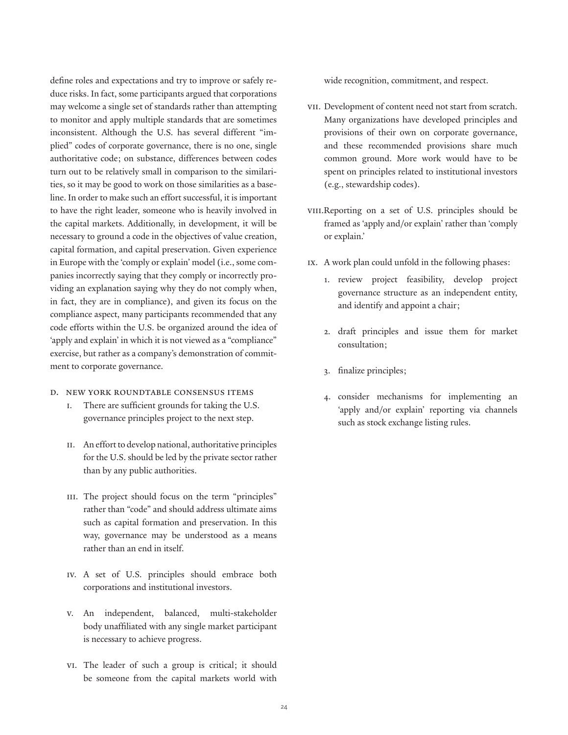define roles and expectations and try to improve or safely reduce risks. In fact, some participants argued that corporations may welcome a single set of standards rather than attempting to monitor and apply multiple standards that are sometimes inconsistent. Although the U.S. has several different "implied" codes of corporate governance, there is no one, single authoritative code; on substance, differences between codes turn out to be relatively small in comparison to the similarities, so it may be good to work on those similarities as a baseline. In order to make such an effort successful, it is important to have the right leader, someone who is heavily involved in the capital markets. Additionally, in development, it will be necessary to ground a code in the objectives of value creation, capital formation, and capital preservation. Given experience in Europe with the 'comply or explain' model (i.e., some companies incorrectly saying that they comply or incorrectly providing an explanation saying why they do not comply when, in fact, they are in compliance), and given its focus on the compliance aspect, many participants recommended that any code efforts within the U.S. be organized around the idea of 'apply and explain' in which it is not viewed as a "compliance" exercise, but rather as a company's demonstration of commitment to corporate governance.

### D. New York Roundtable Consensus Items

I. There are sufficient grounds for taking the U.S. governance principles project to the next step.

II. An effort to develop national, authoritative principles for the U.S. should be led by the private sector rather than by any public authorities.

III. The project should focus on the term "principles" rather than "code" and should address ultimate aims such as capital formation and preservation. In this way, governance may be understood as a means rather than an end in itself.

IV. A set of U.S. principles should embrace both corporations and institutional investors.

V. An independent, balanced, multi-stakeholder body unaffiliated with any single market participant is necessary to achieve progress.

VI. The leader of such a group is critical; it should be someone from the capital markets world with wide recognition, commitment, and respect.

VII. Development of content need not start from scratch. Many organizations have developed principles and provisions of their own on corporate governance, and these recommended provisions share much common ground. More work would have to be spent on principles related to institutional investors (e.g., stewardship codes).

VIII. Reporting on a set of U.S. principles should be framed as 'apply and/or explain' rather than 'comply or explain.'

IX. A work plan could unfold in the following phases:

1. review project feasibility, develop project governance structure as an independent entity, and identify and appoint a chair;
2. draft principles and issue them for market consultation;
3. finalize principles;
4. consider mechanisms for implementing an 'apply and/or explain' reporting via channels such as stock exchange listing rules.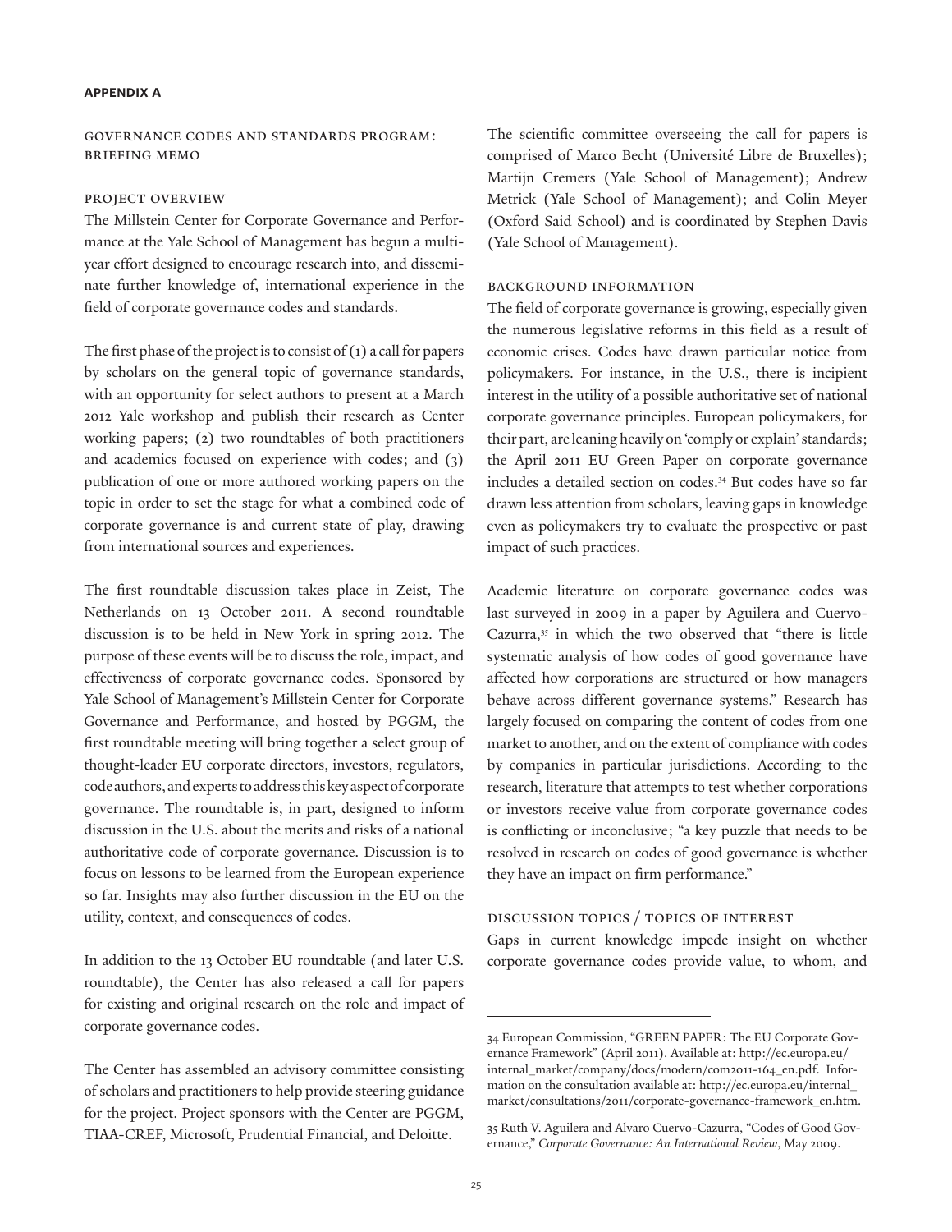**APPENDIX A**

## GOVERNANCE CODES AND STANDARDS PROGRAM: BRIEFING MEMO

### PROJECT OVERVIEW

The Millstein Center for Corporate Governance and Performance at the Yale School of Management has begun a multi-year effort designed to encourage research into, and disseminate further knowledge of, international experience in the field of corporate governance codes and standards.

The first phase of the project is to consist of (1) a call for papers by scholars on the general topic of governance standards, with an opportunity for select authors to present at a March 2012 Yale workshop and publish their research as Center working papers; (2) two roundtables of both practitioners and academics focused on experience with codes; and (3) publication of one or more authored working papers on the topic in order to set the stage for what a combined code of corporate governance is and current state of play, drawing from international sources and experiences.

The first roundtable discussion takes place in Zeist, The Netherlands on 13 October 2011. A second roundtable discussion is to be held in New York in spring 2012. The purpose of these events will be to discuss the role, impact, and effectiveness of corporate governance codes. Sponsored by Yale School of Management's Millstein Center for Corporate Governance and Performance, and hosted by PGGM, the first roundtable meeting will bring together a select group of thought-leader EU corporate directors, investors, regulators, code authors, and experts to address this key aspect of corporate governance. The roundtable is, in part, designed to inform discussion in the U.S. about the merits and risks of a national authoritative code of corporate governance. Discussion is to focus on lessons to be learned from the European experience so far. Insights may also further discussion in the EU on the utility, context, and consequences of codes.

In addition to the 13 October EU roundtable (and later U.S. roundtable), the Center has also released a call for papers for existing and original research on the role and impact of corporate governance codes.

The Center has assembled an advisory committee consisting of scholars and practitioners to help provide steering guidance for the project. Project sponsors with the Center are PGGM, TIAA-CREF, Microsoft, Prudential Financial, and Deloitte.

The scientific committee overseeing the call for papers is comprised of Marco Becht (Université Libre de Bruxelles); Martijn Cremers (Yale School of Management); Andrew Metrick (Yale School of Management); and Colin Meyer (Oxford Said School) and is coordinated by Stephen Davis (Yale School of Management).

### BACKGROUND INFORMATION

The field of corporate governance is growing, especially given the numerous legislative reforms in this field as a result of economic crises. Codes have drawn particular notice from policymakers. For instance, in the U.S., there is incipient interest in the utility of a possible authoritative set of national corporate governance principles. European policymakers, for their part, are leaning heavily on 'comply or explain' standards; the April 2011 EU Green Paper on corporate governance includes a detailed section on codes.[34] But codes have so far drawn less attention from scholars, leaving gaps in knowledge even as policymakers try to evaluate the prospective or past impact of such practices.

Academic literature on corporate governance codes was last surveyed in 2009 in a paper by Aguilera and Cuervo-Cazurra,[35] in which the two observed that "there is little systematic analysis of how codes of good governance have affected how corporations are structured or how managers behave across different governance systems." Research has largely focused on comparing the content of codes from one market to another, and on the extent of compliance with codes by companies in particular jurisdictions. According to the research, literature that attempts to test whether corporations or investors receive value from corporate governance codes is conflicting or inconclusive; "a key puzzle that needs to be resolved in research on codes of good governance is whether they have an impact on firm performance."

### DISCUSSION TOPICS / TOPICS OF INTEREST

Gaps in current knowledge impede insight on whether corporate governance codes provide value, to whom, and

---

34 European Commission, "GREEN PAPER: The EU Corporate Governance Framework" (April 2011). Available at: http://ec.europa.eu/internal_market/company/docs/modern/com2011-164_en.pdf. Information on the consultation available at: http://ec.europa.eu/internal_market/consultations/2011/corporate-governance-framework_en.htm.

35 Ruth V. Aguilera and Alvaro Cuervo-Cazurra, "Codes of Good Governance," *Corporate Governance: An International Review*, May 2009.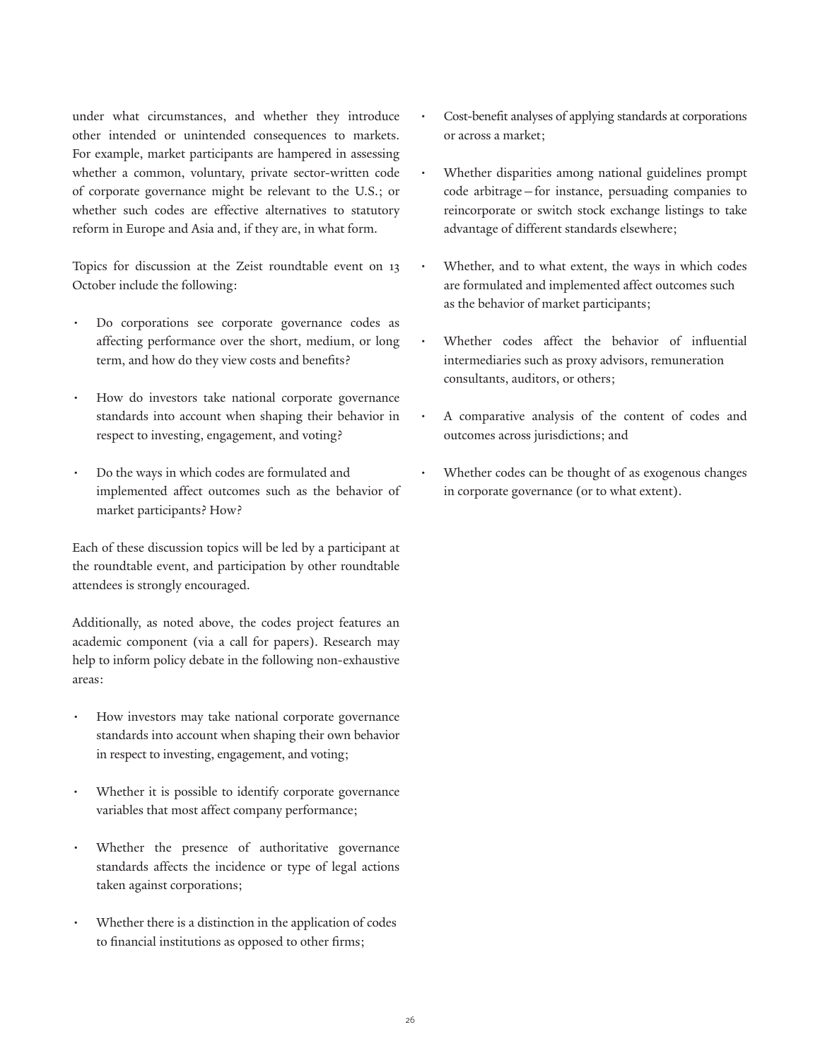under what circumstances, and whether they introduce other intended or unintended consequences to markets. For example, market participants are hampered in assessing whether a common, voluntary, private sector-written code of corporate governance might be relevant to the U.S.; or whether such codes are effective alternatives to statutory reform in Europe and Asia and, if they are, in what form.

Topics for discussion at the Zeist roundtable event on 13 October include the following:

- Do corporations see corporate governance codes as affecting performance over the short, medium, or long term, and how do they view costs and benefits?
- How do investors take national corporate governance standards into account when shaping their behavior in respect to investing, engagement, and voting?
- Do the ways in which codes are formulated and implemented affect outcomes such as the behavior of market participants? How?

Each of these discussion topics will be led by a participant at the roundtable event, and participation by other roundtable attendees is strongly encouraged.

Additionally, as noted above, the codes project features an academic component (via a call for papers). Research may help to inform policy debate in the following non-exhaustive areas:

- How investors may take national corporate governance standards into account when shaping their own behavior in respect to investing, engagement, and voting;
- Whether it is possible to identify corporate governance variables that most affect company performance;
- Whether the presence of authoritative governance standards affects the incidence or type of legal actions taken against corporations;
- Whether there is a distinction in the application of codes to financial institutions as opposed to other firms;
- Cost-benefit analyses of applying standards at corporations or across a market;
- Whether disparities among national guidelines prompt code arbitrage—for instance, persuading companies to reincorporate or switch stock exchange listings to take advantage of different standards elsewhere;
- Whether, and to what extent, the ways in which codes are formulated and implemented affect outcomes such as the behavior of market participants;
- Whether codes affect the behavior of influential intermediaries such as proxy advisors, remuneration consultants, auditors, or others;
- A comparative analysis of the content of codes and outcomes across jurisdictions; and
- Whether codes can be thought of as exogenous changes in corporate governance (or to what extent).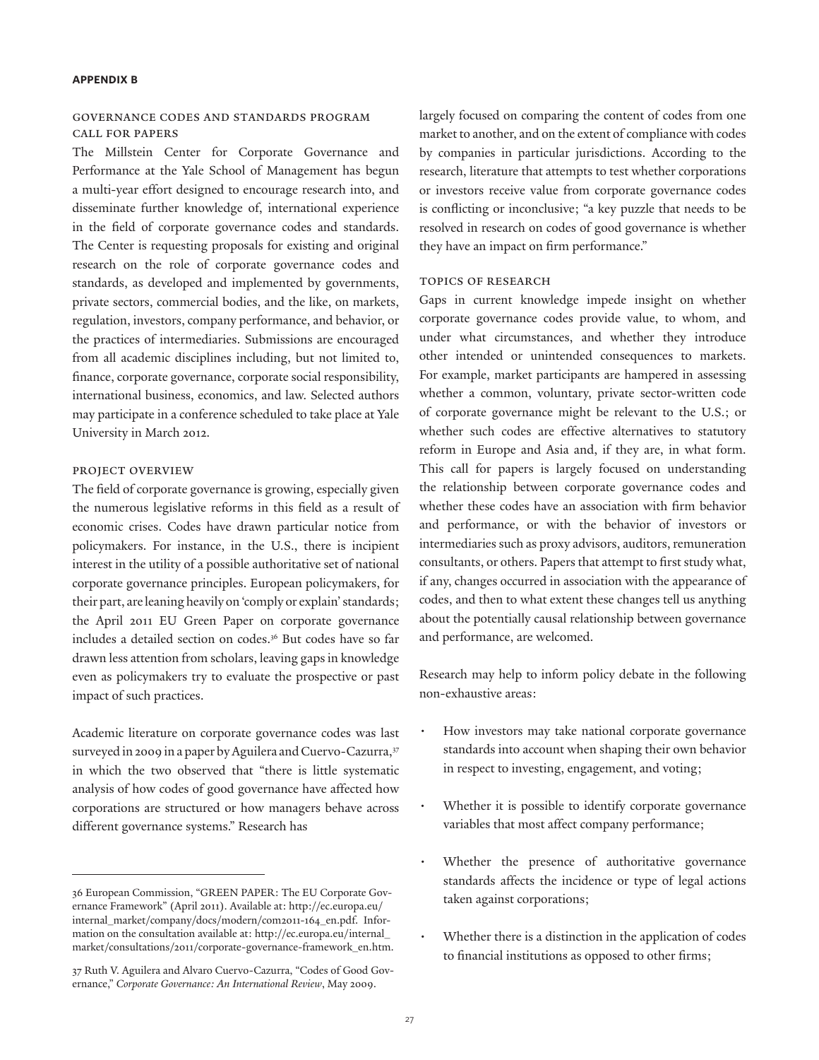**APPENDIX B**

## GOVERNANCE CODES AND STANDARDS PROGRAM CALL FOR PAPERS

The Millstein Center for Corporate Governance and Performance at the Yale School of Management has begun a multi-year effort designed to encourage research into, and disseminate further knowledge of, international experience in the field of corporate governance codes and standards. The Center is requesting proposals for existing and original research on the role of corporate governance codes and standards, as developed and implemented by governments, private sectors, commercial bodies, and the like, on markets, regulation, investors, company performance, and behavior, or the practices of intermediaries. Submissions are encouraged from all academic disciplines including, but not limited to, finance, corporate governance, corporate social responsibility, international business, economics, and law. Selected authors may participate in a conference scheduled to take place at Yale University in March 2012.

### PROJECT OVERVIEW

The field of corporate governance is growing, especially given the numerous legislative reforms in this field as a result of economic crises. Codes have drawn particular notice from policymakers. For instance, in the U.S., there is incipient interest in the utility of a possible authoritative set of national corporate governance principles. European policymakers, for their part, are leaning heavily on 'comply or explain' standards; the April 2011 EU Green Paper on corporate governance includes a detailed section on codes.[36] But codes have so far drawn less attention from scholars, leaving gaps in knowledge even as policymakers try to evaluate the prospective or past impact of such practices.

Academic literature on corporate governance codes was last surveyed in 2009 in a paper by Aguilera and Cuervo-Cazurra,[37] in which the two observed that "there is little systematic analysis of how codes of good governance have affected how corporations are structured or how managers behave across different governance systems." Research has largely focused on comparing the content of codes from one market to another, and on the extent of compliance with codes by companies in particular jurisdictions. According to the research, literature that attempts to test whether corporations or investors receive value from corporate governance codes is conflicting or inconclusive; "a key puzzle that needs to be resolved in research on codes of good governance is whether they have an impact on firm performance."

### TOPICS OF RESEARCH

Gaps in current knowledge impede insight on whether corporate governance codes provide value, to whom, and under what circumstances, and whether they introduce other intended or unintended consequences to markets. For example, market participants are hampered in assessing whether a common, voluntary, private sector-written code of corporate governance might be relevant to the U.S.; or whether such codes are effective alternatives to statutory reform in Europe and Asia and, if they are, in what form. This call for papers is largely focused on understanding the relationship between corporate governance codes and whether these codes have an association with firm behavior and performance, or with the behavior of investors or intermediaries such as proxy advisors, auditors, remuneration consultants, or others. Papers that attempt to first study what, if any, changes occurred in association with the appearance of codes, and then to what extent these changes tell us anything about the potentially causal relationship between governance and performance, are welcomed.

Research may help to inform policy debate in the following non-exhaustive areas:

- How investors may take national corporate governance standards into account when shaping their own behavior in respect to investing, engagement, and voting;
- Whether it is possible to identify corporate governance variables that most affect company performance;
- Whether the presence of authoritative governance standards affects the incidence or type of legal actions taken against corporations;
- Whether there is a distinction in the application of codes to financial institutions as opposed to other firms;

---

36 European Commission, "GREEN PAPER: The EU Corporate Governance Framework" (April 2011). Available at: http://ec.europa.eu/internal_market/company/docs/modern/com2011-164_en.pdf. Information on the consultation available at: http://ec.europa.eu/internal_market/consultations/2011/corporate-governance-framework_en.htm.

37 Ruth V. Aguilera and Alvaro Cuervo-Cazurra, "Codes of Good Governance," *Corporate Governance: An International Review*, May 2009.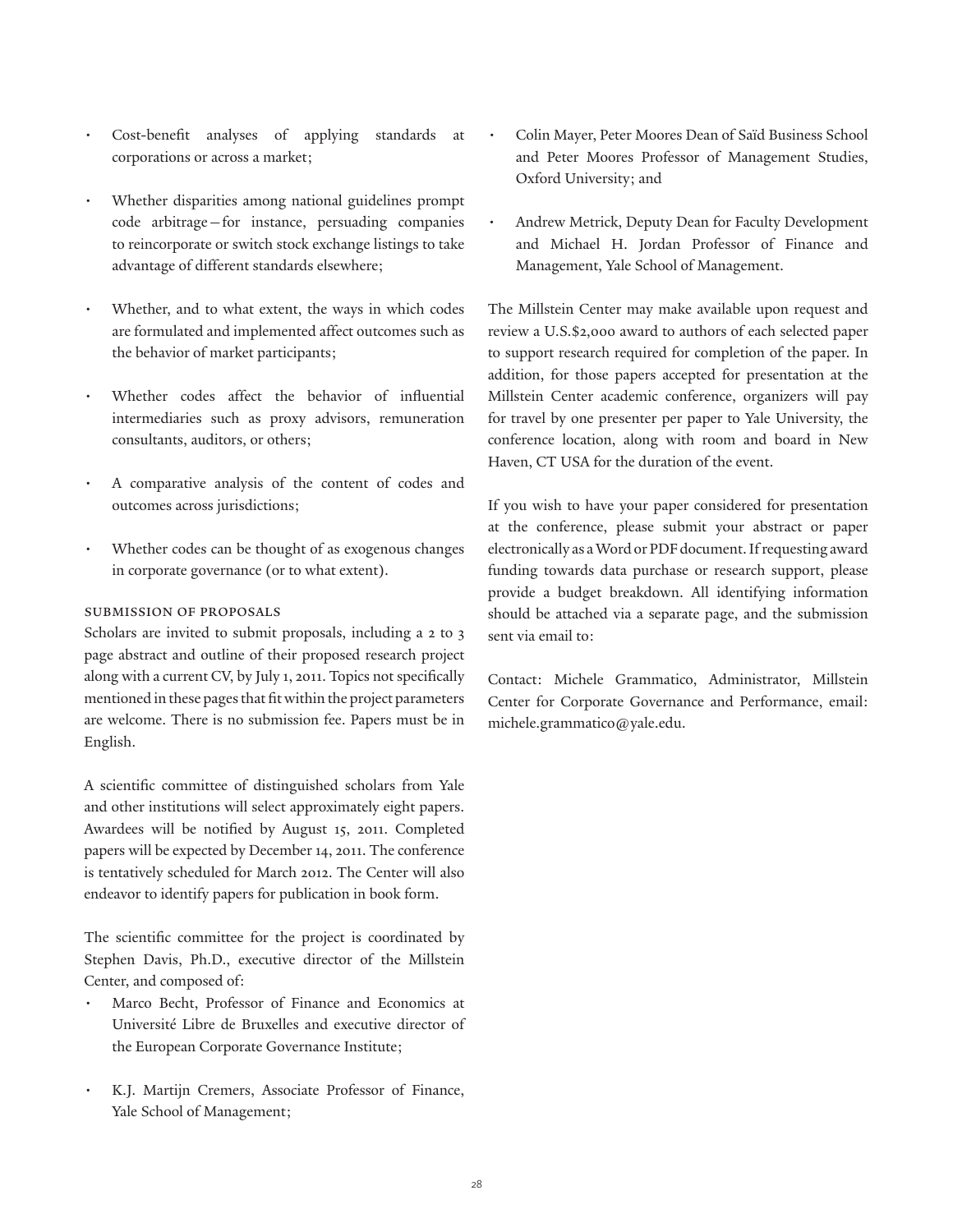- Cost-benefit analyses of applying standards at corporations or across a market;
- Whether disparities among national guidelines prompt code arbitrage—for instance, persuading companies to reincorporate or switch stock exchange listings to take advantage of different standards elsewhere;
- Whether, and to what extent, the ways in which codes are formulated and implemented affect outcomes such as the behavior of market participants;
- Whether codes affect the behavior of influential intermediaries such as proxy advisors, remuneration consultants, auditors, or others;
- A comparative analysis of the content of codes and outcomes across jurisdictions;
- Whether codes can be thought of as exogenous changes in corporate governance (or to what extent).

### Submission of Proposals

Scholars are invited to submit proposals, including a 2 to 3 page abstract and outline of their proposed research project along with a current CV, by July 1, 2011. Topics not specifically mentioned in these pages that fit within the project parameters are welcome. There is no submission fee. Papers must be in English.

A scientific committee of distinguished scholars from Yale and other institutions will select approximately eight papers. Awardees will be notified by August 15, 2011. Completed papers will be expected by December 14, 2011. The conference is tentatively scheduled for March 2012. The Center will also endeavor to identify papers for publication in book form.

The scientific committee for the project is coordinated by Stephen Davis, Ph.D., executive director of the Millstein Center, and composed of:

- Marco Becht, Professor of Finance and Economics at Université Libre de Bruxelles and executive director of the European Corporate Governance Institute;
- K.J. Martijn Cremers, Associate Professor of Finance, Yale School of Management;
- Colin Mayer, Peter Moores Dean of Saïd Business School and Peter Moores Professor of Management Studies, Oxford University; and
- Andrew Metrick, Deputy Dean for Faculty Development and Michael H. Jordan Professor of Finance and Management, Yale School of Management.

The Millstein Center may make available upon request and review a U.S.$2,000 award to authors of each selected paper to support research required for completion of the paper. In addition, for those papers accepted for presentation at the Millstein Center academic conference, organizers will pay for travel by one presenter per paper to Yale University, the conference location, along with room and board in New Haven, CT USA for the duration of the event.

If you wish to have your paper considered for presentation at the conference, please submit your abstract or paper electronically as a Word or PDF document. If requesting award funding towards data purchase or research support, please provide a budget breakdown. All identifying information should be attached via a separate page, and the submission sent via email to:

Contact: Michele Grammatico, Administrator, Millstein Center for Corporate Governance and Performance, email: michele.grammatico@yale.edu.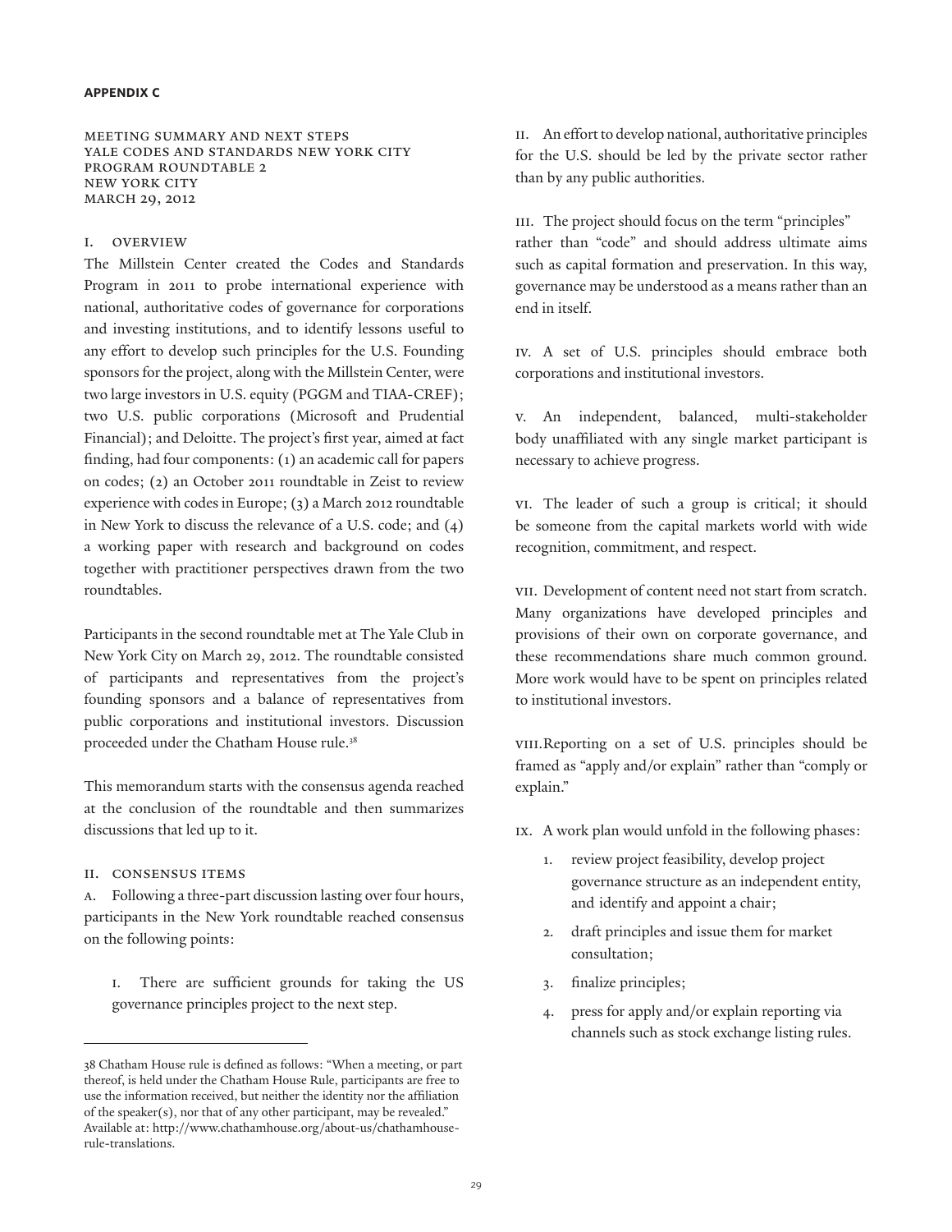**APPENDIX C**

MEETING SUMMARY AND NEXT STEPS
YALE CODES AND STANDARDS NEW YORK CITY
PROGRAM ROUNDTABLE 2
NEW YORK CITY
MARCH 29, 2012

## I. OVERVIEW

The Millstein Center created the Codes and Standards Program in 2011 to probe international experience with national, authoritative codes of governance for corporations and investing institutions, and to identify lessons useful to any effort to develop such principles for the U.S. Founding sponsors for the project, along with the Millstein Center, were two large investors in U.S. equity (PGGM and TIAA-CREF); two U.S. public corporations (Microsoft and Prudential Financial); and Deloitte. The project's first year, aimed at fact finding, had four components: (1) an academic call for papers on codes; (2) an October 2011 roundtable in Zeist to review experience with codes in Europe; (3) a March 2012 roundtable in New York to discuss the relevance of a U.S. code; and (4) a working paper with research and background on codes together with practitioner perspectives drawn from the two roundtables.

Participants in the second roundtable met at The Yale Club in New York City on March 29, 2012. The roundtable consisted of participants and representatives from the project's founding sponsors and a balance of representatives from public corporations and institutional investors. Discussion proceeded under the Chatham House rule.[38]

This memorandum starts with the consensus agenda reached at the conclusion of the roundtable and then summarizes discussions that led up to it.

## II. CONSENSUS ITEMS

A. Following a three-part discussion lasting over four hours, participants in the New York roundtable reached consensus on the following points:

I. There are sufficient grounds for taking the US governance principles project to the next step.

II. An effort to develop national, authoritative principles for the U.S. should be led by the private sector rather than by any public authorities.

III. The project should focus on the term "principles" rather than "code" and should address ultimate aims such as capital formation and preservation. In this way, governance may be understood as a means rather than an end in itself.

IV. A set of U.S. principles should embrace both corporations and institutional investors.

V. An independent, balanced, multi-stakeholder body unaffiliated with any single market participant is necessary to achieve progress.

VI. The leader of such a group is critical; it should be someone from the capital markets world with wide recognition, commitment, and respect.

VII. Development of content need not start from scratch. Many organizations have developed principles and provisions of their own on corporate governance, and these recommendations share much common ground. More work would have to be spent on principles related to institutional investors.

VIII. Reporting on a set of U.S. principles should be framed as "apply and/or explain" rather than "comply or explain."

IX. A work plan would unfold in the following phases:

1. review project feasibility, develop project governance structure as an independent entity, and identify and appoint a chair;
2. draft principles and issue them for market consultation;
3. finalize principles;
4. press for apply and/or explain reporting via channels such as stock exchange listing rules.

---

38 Chatham House rule is defined as follows: "When a meeting, or part thereof, is held under the Chatham House Rule, participants are free to use the information received, but neither the identity nor the affiliation of the speaker(s), nor that of any other participant, may be revealed." Available at: http://www.chathamhouse.org/about-us/chathamhouse-rule-translations.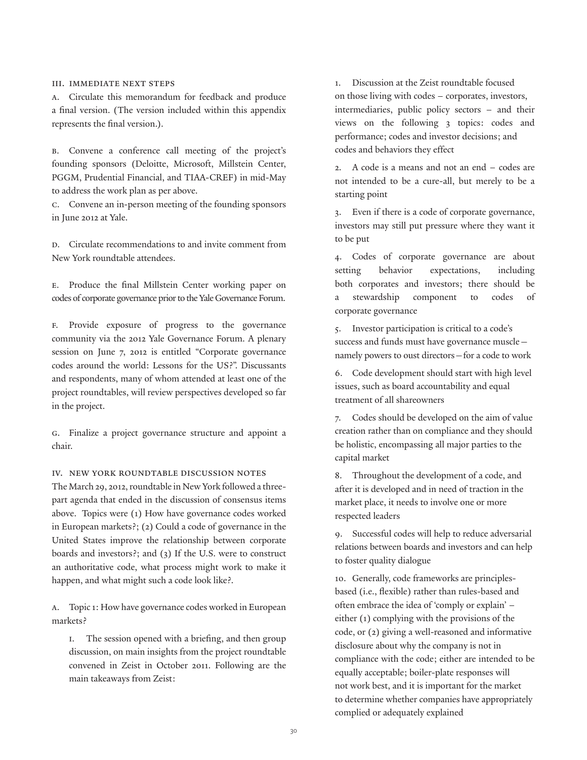### III. IMMEDIATE NEXT STEPS

A. Circulate this memorandum for feedback and produce a final version. (The version included within this appendix represents the final version.).

B. Convene a conference call meeting of the project's founding sponsors (Deloitte, Microsoft, Millstein Center, PGGM, Prudential Financial, and TIAA-CREF) in mid-May to address the work plan as per above.

C. Convene an in-person meeting of the founding sponsors in June 2012 at Yale.

D. Circulate recommendations to and invite comment from New York roundtable attendees.

E. Produce the final Millstein Center working paper on codes of corporate governance prior to the Yale Governance Forum.

F. Provide exposure of progress to the governance community via the 2012 Yale Governance Forum. A plenary session on June 7, 2012 is entitled "Corporate governance codes around the world: Lessons for the US?". Discussants and respondents, many of whom attended at least one of the project roundtables, will review perspectives developed so far in the project.

G. Finalize a project governance structure and appoint a chair.

### IV. NEW YORK ROUNDTABLE DISCUSSION NOTES

The March 29, 2012, roundtable in New York followed a three-part agenda that ended in the discussion of consensus items above. Topics were (1) How have governance codes worked in European markets?; (2) Could a code of governance in the United States improve the relationship between corporate boards and investors?; and (3) If the U.S. were to construct an authoritative code, what process might work to make it happen, and what might such a code look like?.

A. Topic 1: How have governance codes worked in European markets?

I. The session opened with a briefing, and then group discussion, on main insights from the project roundtable convened in Zeist in October 2011. Following are the main takeaways from Zeist:

1. Discussion at the Zeist roundtable focused on those living with codes – corporates, investors, intermediaries, public policy sectors – and their views on the following 3 topics: codes and performance; codes and investor decisions; and codes and behaviors they effect

2. A code is a means and not an end – codes are not intended to be a cure-all, but merely to be a starting point

3. Even if there is a code of corporate governance, investors may still put pressure where they want it to be put

4. Codes of corporate governance are about setting behavior expectations, including both corporates and investors; there should be a stewardship component to codes of corporate governance

5. Investor participation is critical to a code's success and funds must have governance muscle—namely powers to oust directors—for a code to work

6. Code development should start with high level issues, such as board accountability and equal treatment of all shareowners

7. Codes should be developed on the aim of value creation rather than on compliance and they should be holistic, encompassing all major parties to the capital market

8. Throughout the development of a code, and after it is developed and in need of traction in the market place, it needs to involve one or more respected leaders

9. Successful codes will help to reduce adversarial relations between boards and investors and can help to foster quality dialogue

10. Generally, code frameworks are principles-based (i.e., flexible) rather than rules-based and often embrace the idea of 'comply or explain' – either (1) complying with the provisions of the code, or (2) giving a well-reasoned and informative disclosure about why the company is not in compliance with the code; either are intended to be equally acceptable; boiler-plate responses will not work best, and it is important for the market to determine whether companies have appropriately complied or adequately explained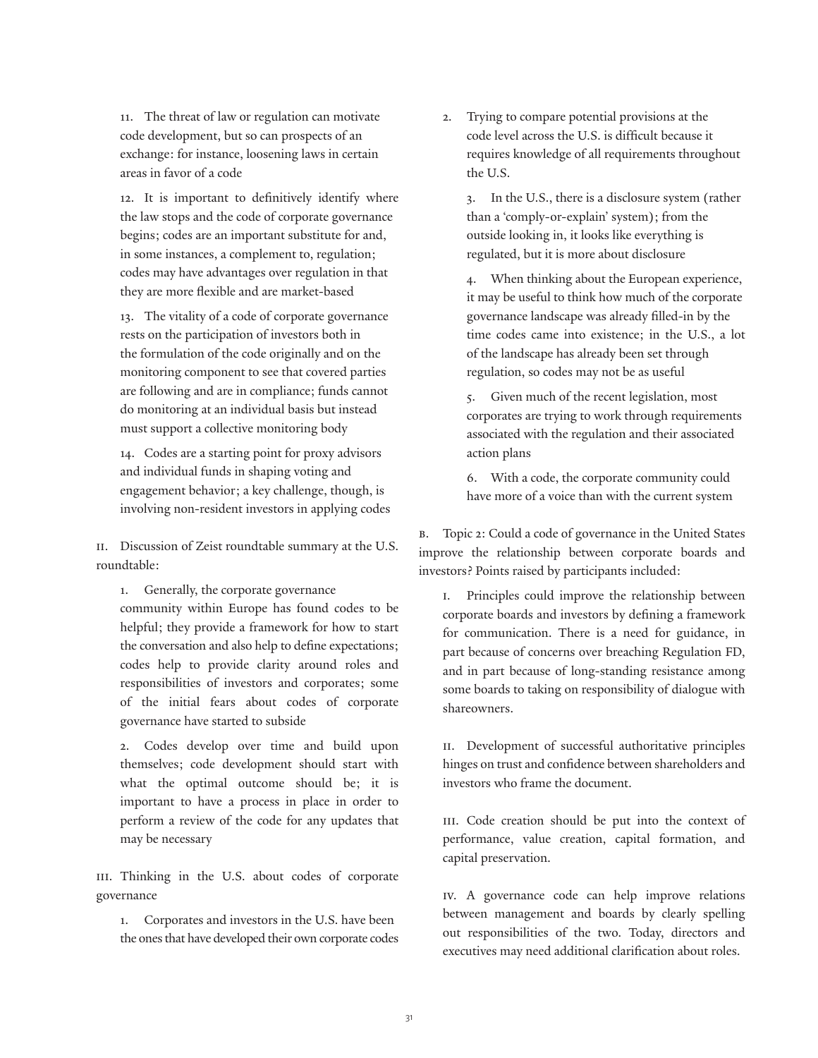11. The threat of law or regulation can motivate code development, but so can prospects of an exchange: for instance, loosening laws in certain areas in favor of a code

12. It is important to definitively identify where the law stops and the code of corporate governance begins; codes are an important substitute for and, in some instances, a complement to, regulation; codes may have advantages over regulation in that they are more flexible and are market-based

13. The vitality of a code of corporate governance rests on the participation of investors both in the formulation of the code originally and on the monitoring component to see that covered parties are following and are in compliance; funds cannot do monitoring at an individual basis but instead must support a collective monitoring body

14. Codes are a starting point for proxy advisors and individual funds in shaping voting and engagement behavior; a key challenge, though, is involving non-resident investors in applying codes

II. Discussion of Zeist roundtable summary at the U.S. roundtable:

1. Generally, the corporate governance community within Europe has found codes to be helpful; they provide a framework for how to start the conversation and also help to define expectations; codes help to provide clarity around roles and responsibilities of investors and corporates; some of the initial fears about codes of corporate governance have started to subside

2. Codes develop over time and build upon themselves; code development should start with what the optimal outcome should be; it is important to have a process in place in order to perform a review of the code for any updates that may be necessary

III. Thinking in the U.S. about codes of corporate governance

1. Corporates and investors in the U.S. have been the ones that have developed their own corporate codes

2. Trying to compare potential provisions at the code level across the U.S. is difficult because it requires knowledge of all requirements throughout the U.S.

3. In the U.S., there is a disclosure system (rather than a 'comply-or-explain' system); from the outside looking in, it looks like everything is regulated, but it is more about disclosure

4. When thinking about the European experience, it may be useful to think how much of the corporate governance landscape was already filled-in by the time codes came into existence; in the U.S., a lot of the landscape has already been set through regulation, so codes may not be as useful

5. Given much of the recent legislation, most corporates are trying to work through requirements associated with the regulation and their associated action plans

6. With a code, the corporate community could have more of a voice than with the current system

B. Topic 2: Could a code of governance in the United States improve the relationship between corporate boards and investors? Points raised by participants included:

I. Principles could improve the relationship between corporate boards and investors by defining a framework for communication. There is a need for guidance, in part because of concerns over breaching Regulation FD, and in part because of long-standing resistance among some boards to taking on responsibility of dialogue with shareowners.

II. Development of successful authoritative principles hinges on trust and confidence between shareholders and investors who frame the document.

III. Code creation should be put into the context of performance, value creation, capital formation, and capital preservation.

IV. A governance code can help improve relations between management and boards by clearly spelling out responsibilities of the two. Today, directors and executives may need additional clarification about roles.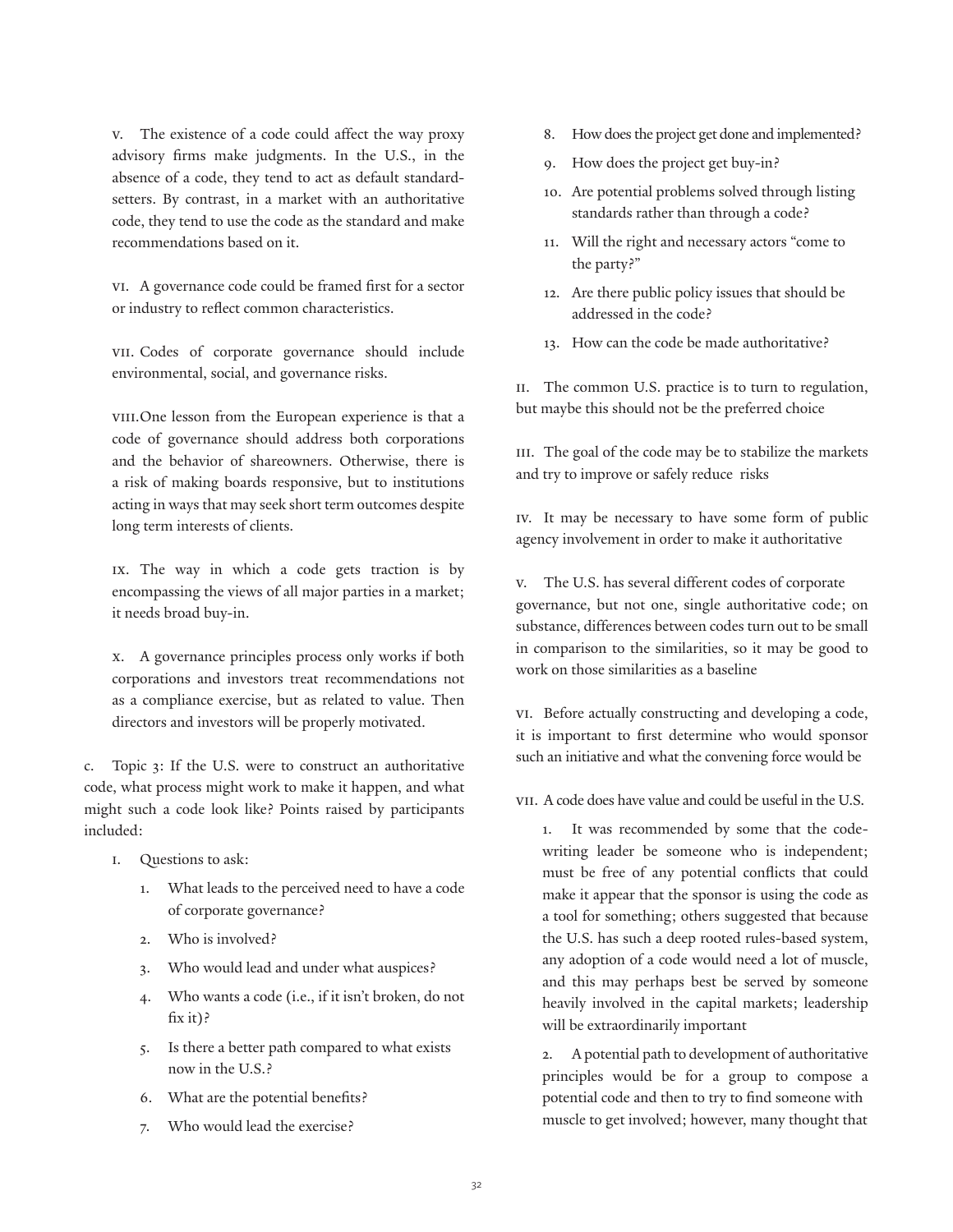v. The existence of a code could affect the way proxy advisory firms make judgments. In the U.S., in the absence of a code, they tend to act as default standard-setters. By contrast, in a market with an authoritative code, they tend to use the code as the standard and make recommendations based on it.

vi. A governance code could be framed first for a sector or industry to reflect common characteristics.

vii. Codes of corporate governance should include environmental, social, and governance risks.

viii. One lesson from the European experience is that a code of governance should address both corporations and the behavior of shareowners. Otherwise, there is a risk of making boards responsive, but to institutions acting in ways that may seek short term outcomes despite long term interests of clients.

ix. The way in which a code gets traction is by encompassing the views of all major parties in a market; it needs broad buy-in.

x. A governance principles process only works if both corporations and investors treat recommendations not as a compliance exercise, but as related to value. Then directors and investors will be properly motivated.

c. Topic 3: If the U.S. were to construct an authoritative code, what process might work to make it happen, and what might such a code look like? Points raised by participants included:

i. Questions to ask:

1. What leads to the perceived need to have a code of corporate governance?
2. Who is involved?
3. Who would lead and under what auspices?
4. Who wants a code (i.e., if it isn't broken, do not fix it)?
5. Is there a better path compared to what exists now in the U.S.?
6. What are the potential benefits?
7. Who would lead the exercise?
8. How does the project get done and implemented?
9. How does the project get buy-in?
10. Are potential problems solved through listing standards rather than through a code?
11. Will the right and necessary actors "come to the party?"
12. Are there public policy issues that should be addressed in the code?
13. How can the code be made authoritative?

ii. The common U.S. practice is to turn to regulation, but maybe this should not be the preferred choice

iii. The goal of the code may be to stabilize the markets and try to improve or safely reduce risks

iv. It may be necessary to have some form of public agency involvement in order to make it authoritative

v. The U.S. has several different codes of corporate governance, but not one, single authoritative code; on substance, differences between codes turn out to be small in comparison to the similarities, so it may be good to work on those similarities as a baseline

vi. Before actually constructing and developing a code, it is important to first determine who would sponsor such an initiative and what the convening force would be

vii. A code does have value and could be useful in the U.S.

1. It was recommended by some that the code-writing leader be someone who is independent; must be free of any potential conflicts that could make it appear that the sponsor is using the code as a tool for something; others suggested that because the U.S. has such a deep rooted rules-based system, any adoption of a code would need a lot of muscle, and this may perhaps best be served by someone heavily involved in the capital markets; leadership will be extraordinarily important

2. A potential path to development of authoritative principles would be for a group to compose a potential code and then to try to find someone with muscle to get involved; however, many thought that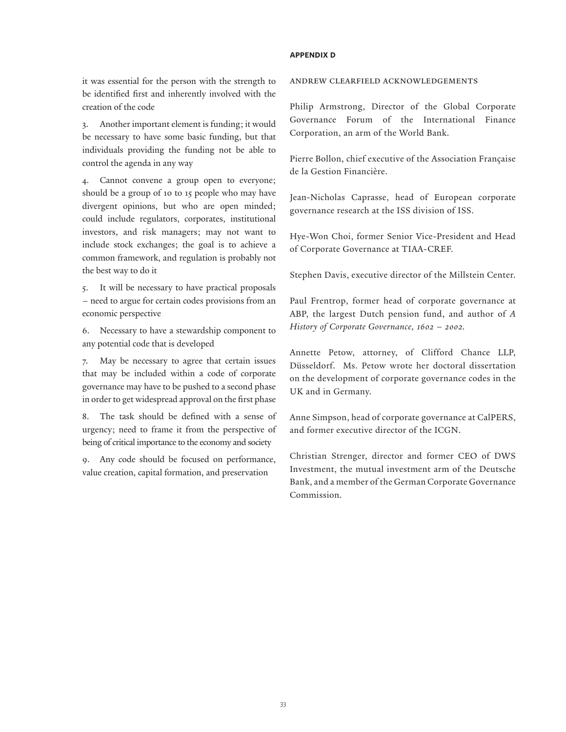it was essential for the person with the strength to be identified first and inherently involved with the creation of the code

3. Another important element is funding; it would be necessary to have some basic funding, but that individuals providing the funding not be able to control the agenda in any way

4. Cannot convene a group open to everyone; should be a group of 10 to 15 people who may have divergent opinions, but who are open minded; could include regulators, corporates, institutional investors, and risk managers; may not want to include stock exchanges; the goal is to achieve a common framework, and regulation is probably not the best way to do it

5. It will be necessary to have practical proposals – need to argue for certain codes provisions from an economic perspective

6. Necessary to have a stewardship component to any potential code that is developed

7. May be necessary to agree that certain issues that may be included within a code of corporate governance may have to be pushed to a second phase in order to get widespread approval on the first phase

8. The task should be defined with a sense of urgency; need to frame it from the perspective of being of critical importance to the economy and society

9. Any code should be focused on performance, value creation, capital formation, and preservation

## APPENDIX D

### ANDREW CLEARFIELD ACKNOWLEDGEMENTS

Philip Armstrong, Director of the Global Corporate Governance Forum of the International Finance Corporation, an arm of the World Bank.

Pierre Bollon, chief executive of the Association Française de la Gestion Financière.

Jean-Nicholas Caprasse, head of European corporate governance research at the ISS division of ISS.

Hye-Won Choi, former Senior Vice-President and Head of Corporate Governance at TIAA-CREF.

Stephen Davis, executive director of the Millstein Center.

Paul Frentrop, former head of corporate governance at ABP, the largest Dutch pension fund, and author of *A History of Corporate Governance, 1602 – 2002.*

Annette Petow, attorney, of Clifford Chance LLP, Düsseldorf. Ms. Petow wrote her doctoral dissertation on the development of corporate governance codes in the UK and in Germany.

Anne Simpson, head of corporate governance at CalPERS, and former executive director of the ICGN.

Christian Strenger, director and former CEO of DWS Investment, the mutual investment arm of the Deutsche Bank, and a member of the German Corporate Governance Commission.